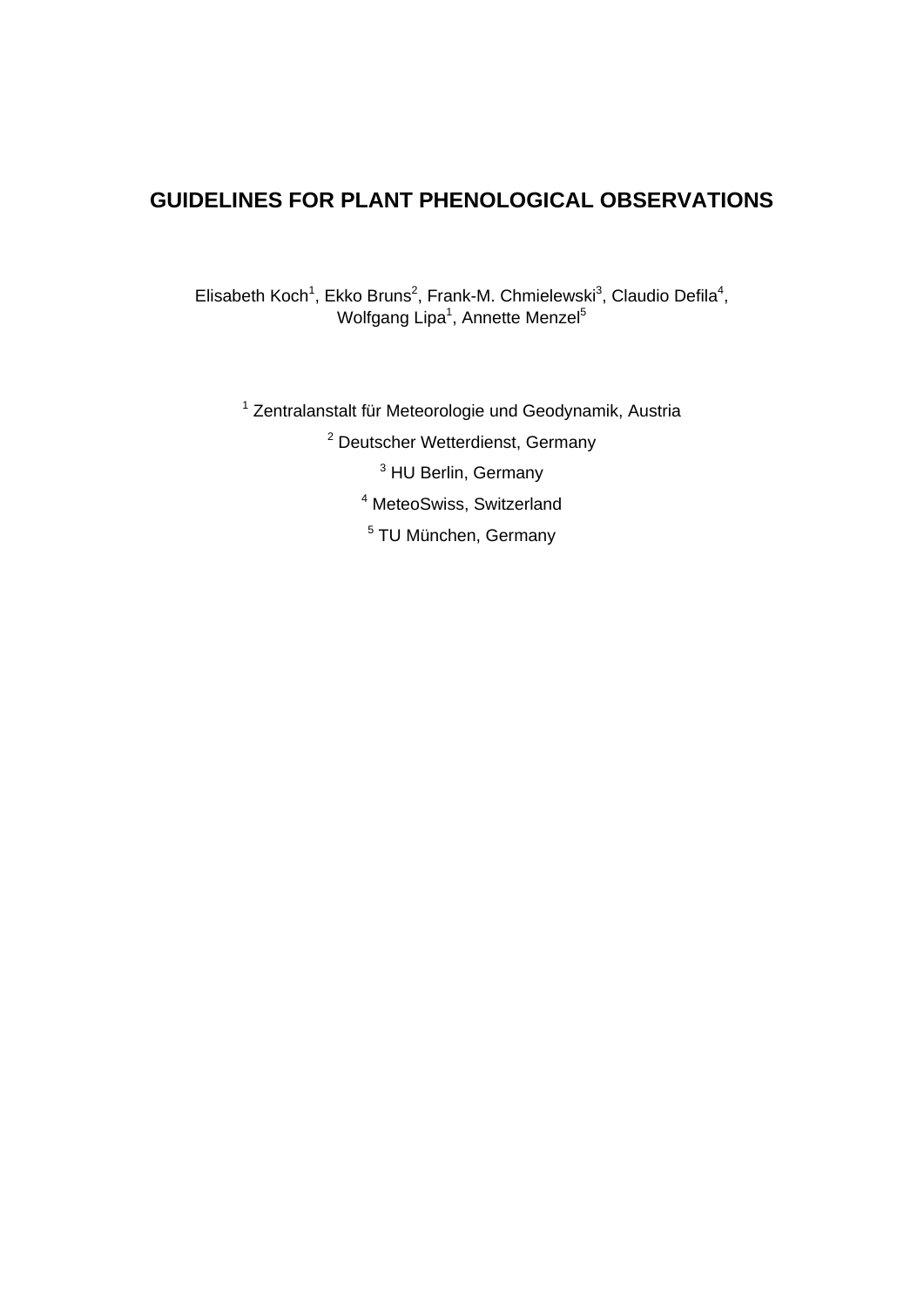# GUIDELINES FOR PLANT PHENOLOGICAL OBSERVATIONS

Elisabeth Koch[1], Ekko Bruns[2], Frank-M. Chmielewski[3], Claudio Defila[4], Wolfgang Lipa[1], Annette Menzel[5]

[1] Zentralanstalt für Meteorologie und Geodynamik, Austria

[2] Deutscher Wetterdienst, Germany

[3] HU Berlin, Germany

[4] MeteoSwiss, Switzerland

[5] TU München, Germany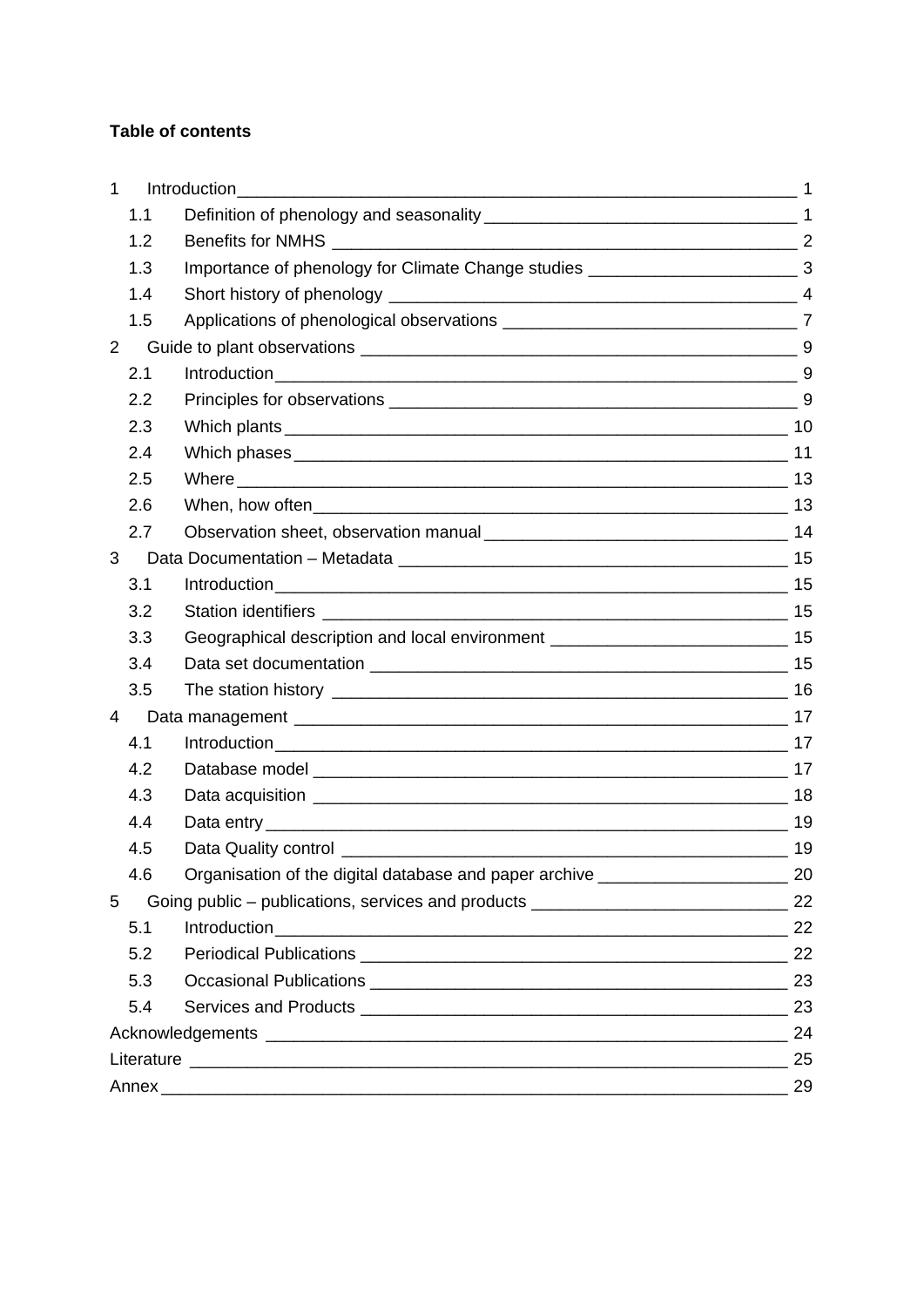**Table of contents**

- 1 Introduction ... 1
  - 1.1 Definition of phenology and seasonality ... 1
  - 1.2 Benefits for NMHS ... 2
  - 1.3 Importance of phenology for Climate Change studies ... 3
  - 1.4 Short history of phenology ... 4
  - 1.5 Applications of phenological observations ... 7
- 2 Guide to plant observations ... 9
  - 2.1 Introduction ... 9
  - 2.2 Principles for observations ... 9
  - 2.3 Which plants ... 10
  - 2.4 Which phases ... 11
  - 2.5 Where ... 13
  - 2.6 When, how often ... 13
  - 2.7 Observation sheet, observation manual ... 14
- 3 Data Documentation – Metadata ... 15
  - 3.1 Introduction ... 15
  - 3.2 Station identifiers ... 15
  - 3.3 Geographical description and local environment ... 15
  - 3.4 Data set documentation ... 15
  - 3.5 The station history ... 16
- 4 Data management ... 17
  - 4.1 Introduction ... 17
  - 4.2 Database model ... 17
  - 4.3 Data acquisition ... 18
  - 4.4 Data entry ... 19
  - 4.5 Data Quality control ... 19
  - 4.6 Organisation of the digital database and paper archive ... 20
- 5 Going public – publications, services and products ... 22
  - 5.1 Introduction ... 22
  - 5.2 Periodical Publications ... 22
  - 5.3 Occasional Publications ... 23
  - 5.4 Services and Products ... 23
- Acknowledgements ... 24
- Literature ... 25
- Annex ... 29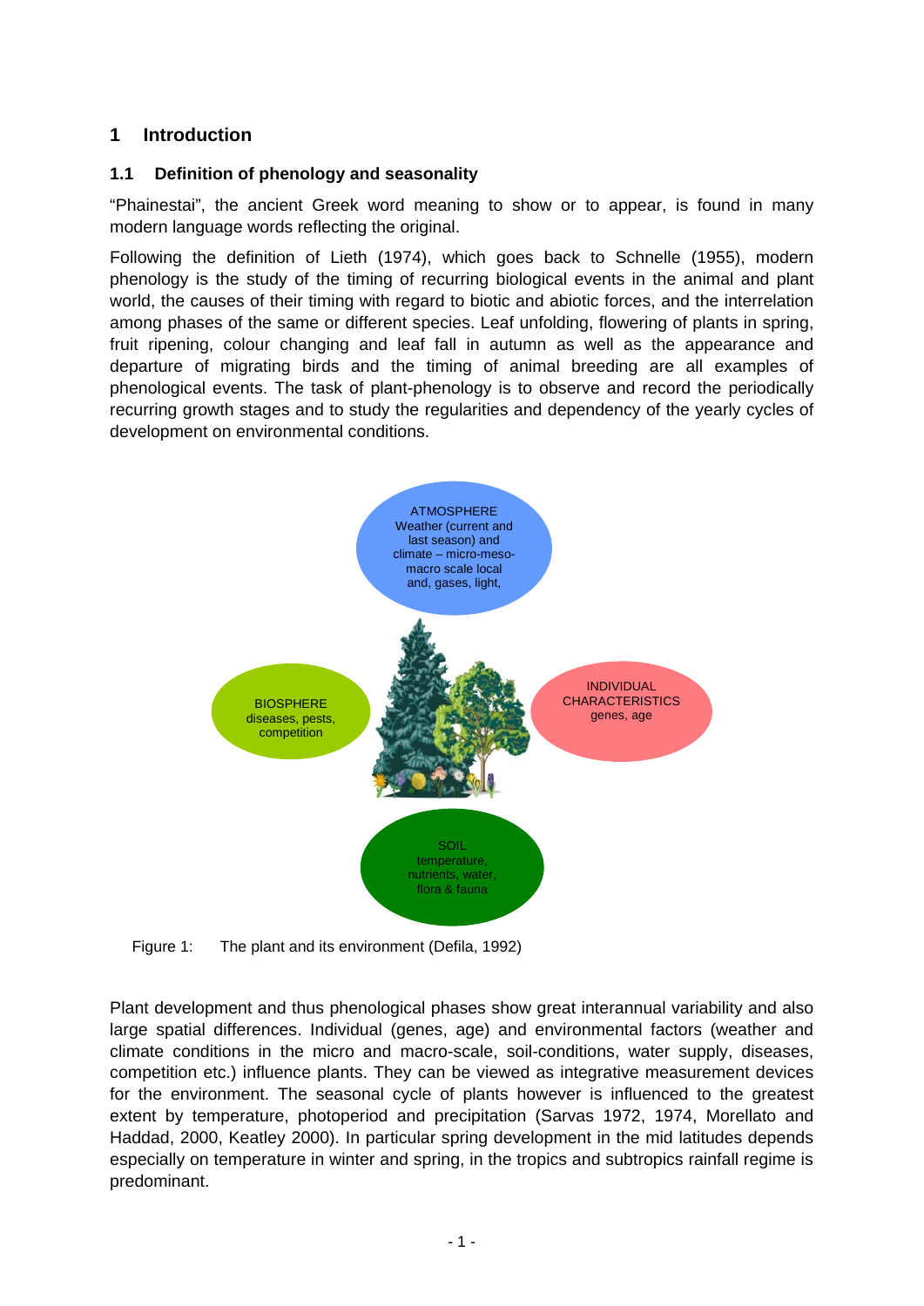# 1 Introduction

## 1.1 Definition of phenology and seasonality

"Phainestai", the ancient Greek word meaning to show or to appear, is found in many modern language words reflecting the original.

Following the definition of Lieth (1974), which goes back to Schnelle (1955), modern phenology is the study of the timing of recurring biological events in the animal and plant world, the causes of their timing with regard to biotic and abiotic forces, and the interrelation among phases of the same or different species. Leaf unfolding, flowering of plants in spring, fruit ripening, colour changing and leaf fall in autumn as well as the appearance and departure of migrating birds and the timing of animal breeding are all examples of phenological events. The task of plant-phenology is to observe and record the periodically recurring growth stages and to study the regularities and dependency of the yearly cycles of development on environmental conditions.

ATMOSPHERE
Weather (current and last season) and climate – micro-meso-macro scale local and, gases, light,

BIOSPHERE
diseases, pests, competition

INDIVIDUAL CHARACTERISTICS
genes, age

SOIL
temperature, nutrients, water, flora & fauna

Figure 1: The plant and its environment (Defila, 1992)

Plant development and thus phenological phases show great interannual variability and also large spatial differences. Individual (genes, age) and environmental factors (weather and climate conditions in the micro and macro-scale, soil-conditions, water supply, diseases, competition etc.) influence plants. They can be viewed as integrative measurement devices for the environment. The seasonal cycle of plants however is influenced to the greatest extent by temperature, photoperiod and precipitation (Sarvas 1972, 1974, Morellato and Haddad, 2000, Keatley 2000). In particular spring development in the mid latitudes depends especially on temperature in winter and spring, in the tropics and subtropics rainfall regime is predominant.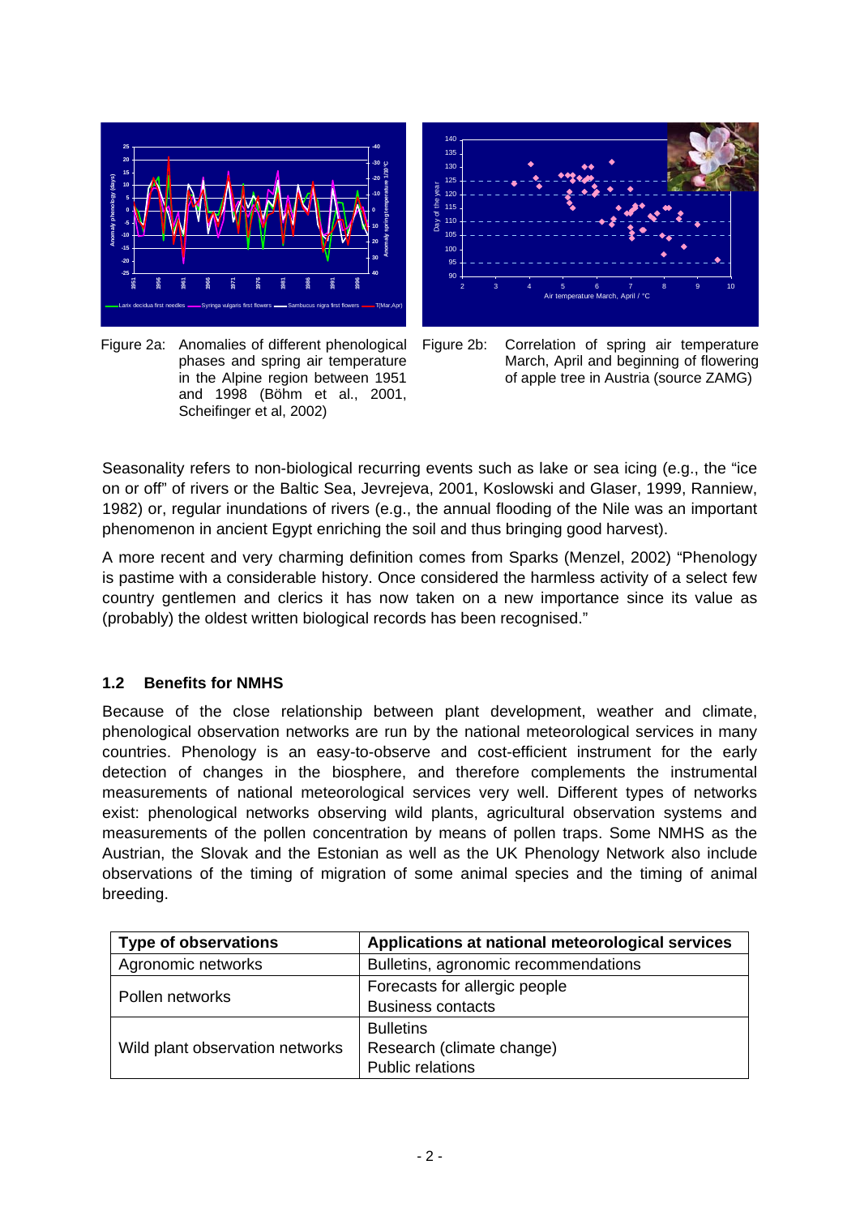Figure 2a: Anomalies of different phenological phases and spring air temperature in the Alpine region between 1951 and 1998 (Böhm et al., 2001, Scheifinger et al, 2002)

Figure 2b: Correlation of spring air temperature March, April and beginning of flowering of apple tree in Austria (source ZAMG)

Seasonality refers to non-biological recurring events such as lake or sea icing (e.g., the "ice on or off" of rivers or the Baltic Sea, Jevrejeva, 2001, Koslowski and Glaser, 1999, Ranniew, 1982) or, regular inundations of rivers (e.g., the annual flooding of the Nile was an important phenomenon in ancient Egypt enriching the soil and thus bringing good harvest).

A more recent and very charming definition comes from Sparks (Menzel, 2002) "Phenology is pastime with a considerable history. Once considered the harmless activity of a select few country gentlemen and clerics it has now taken on a new importance since its value as (probably) the oldest written biological records has been recognised."

## 1.2 Benefits for NMHS

Because of the close relationship between plant development, weather and climate, phenological observation networks are run by the national meteorological services in many countries. Phenology is an easy-to-observe and cost-efficient instrument for the early detection of changes in the biosphere, and therefore complements the instrumental measurements of national meteorological services very well. Different types of networks exist: phenological networks observing wild plants, agricultural observation systems and measurements of the pollen concentration by means of pollen traps. Some NMHS as the Austrian, the Slovak and the Estonian as well as the UK Phenology Network also include observations of the timing of migration of some animal species and the timing of animal breeding.

| Type of observations | Applications at national meteorological services |
|---|---|
| Agronomic networks | Bulletins, agronomic recommendations |
| Pollen networks | Forecasts for allergic people<br>Business contacts |
| Wild plant observation networks | Bulletins<br>Research (climate change)<br>Public relations |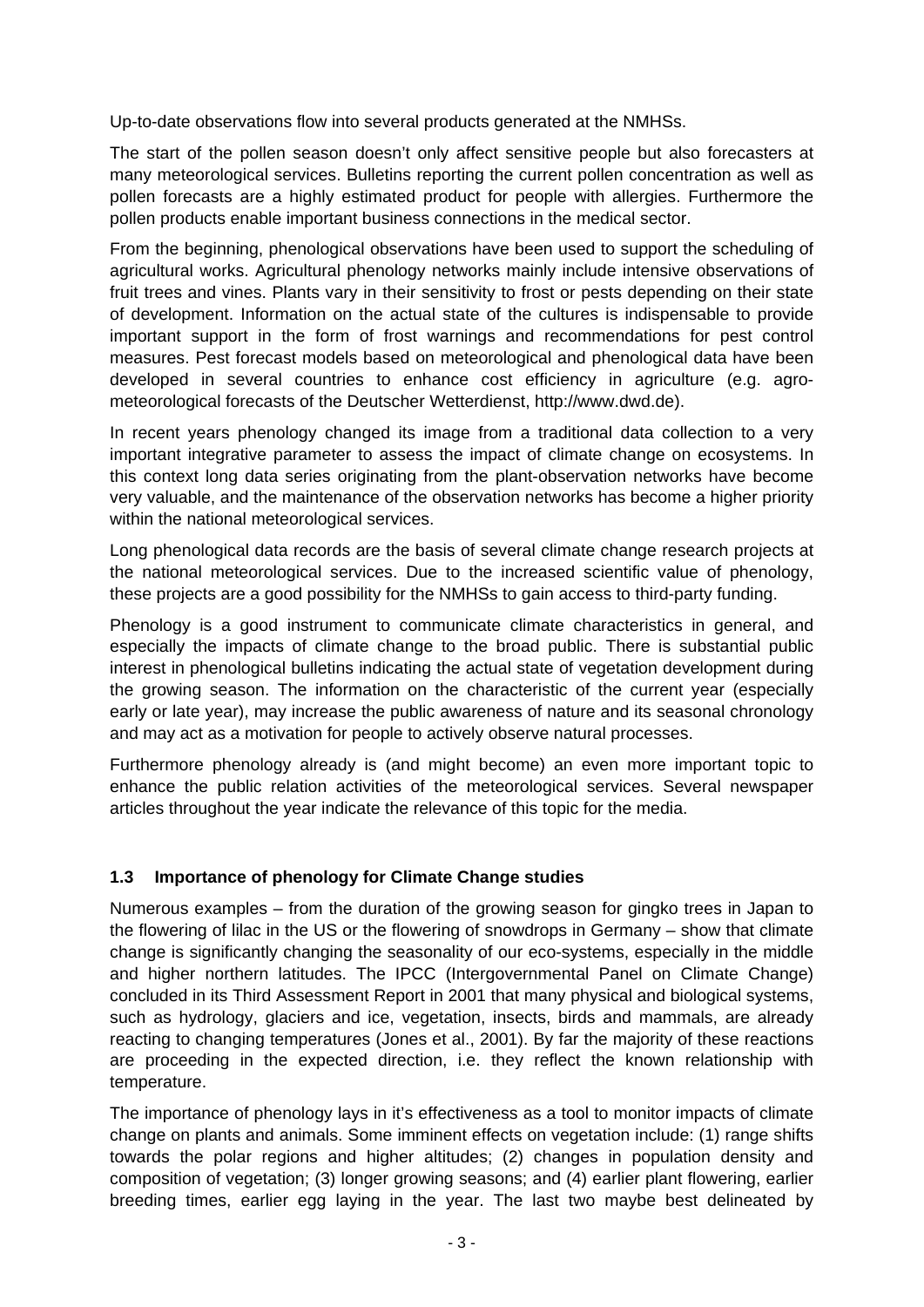Up-to-date observations flow into several products generated at the NMHSs.

The start of the pollen season doesn't only affect sensitive people but also forecasters at many meteorological services. Bulletins reporting the current pollen concentration as well as pollen forecasts are a highly estimated product for people with allergies. Furthermore the pollen products enable important business connections in the medical sector.

From the beginning, phenological observations have been used to support the scheduling of agricultural works. Agricultural phenology networks mainly include intensive observations of fruit trees and vines. Plants vary in their sensitivity to frost or pests depending on their state of development. Information on the actual state of the cultures is indispensable to provide important support in the form of frost warnings and recommendations for pest control measures. Pest forecast models based on meteorological and phenological data have been developed in several countries to enhance cost efficiency in agriculture (e.g. agro-meteorological forecasts of the Deutscher Wetterdienst, http://www.dwd.de).

In recent years phenology changed its image from a traditional data collection to a very important integrative parameter to assess the impact of climate change on ecosystems. In this context long data series originating from the plant-observation networks have become very valuable, and the maintenance of the observation networks has become a higher priority within the national meteorological services.

Long phenological data records are the basis of several climate change research projects at the national meteorological services. Due to the increased scientific value of phenology, these projects are a good possibility for the NMHSs to gain access to third-party funding.

Phenology is a good instrument to communicate climate characteristics in general, and especially the impacts of climate change to the broad public. There is substantial public interest in phenological bulletins indicating the actual state of vegetation development during the growing season. The information on the characteristic of the current year (especially early or late year), may increase the public awareness of nature and its seasonal chronology and may act as a motivation for people to actively observe natural processes.

Furthermore phenology already is (and might become) an even more important topic to enhance the public relation activities of the meteorological services. Several newspaper articles throughout the year indicate the relevance of this topic for the media.

### 1.3 Importance of phenology for Climate Change studies

Numerous examples – from the duration of the growing season for gingko trees in Japan to the flowering of lilac in the US or the flowering of snowdrops in Germany – show that climate change is significantly changing the seasonality of our eco-systems, especially in the middle and higher northern latitudes. The IPCC (Intergovernmental Panel on Climate Change) concluded in its Third Assessment Report in 2001 that many physical and biological systems, such as hydrology, glaciers and ice, vegetation, insects, birds and mammals, are already reacting to changing temperatures (Jones et al., 2001). By far the majority of these reactions are proceeding in the expected direction, i.e. they reflect the known relationship with temperature.

The importance of phenology lays in it's effectiveness as a tool to monitor impacts of climate change on plants and animals. Some imminent effects on vegetation include: (1) range shifts towards the polar regions and higher altitudes; (2) changes in population density and composition of vegetation; (3) longer growing seasons; and (4) earlier plant flowering, earlier breeding times, earlier egg laying in the year. The last two maybe best delineated by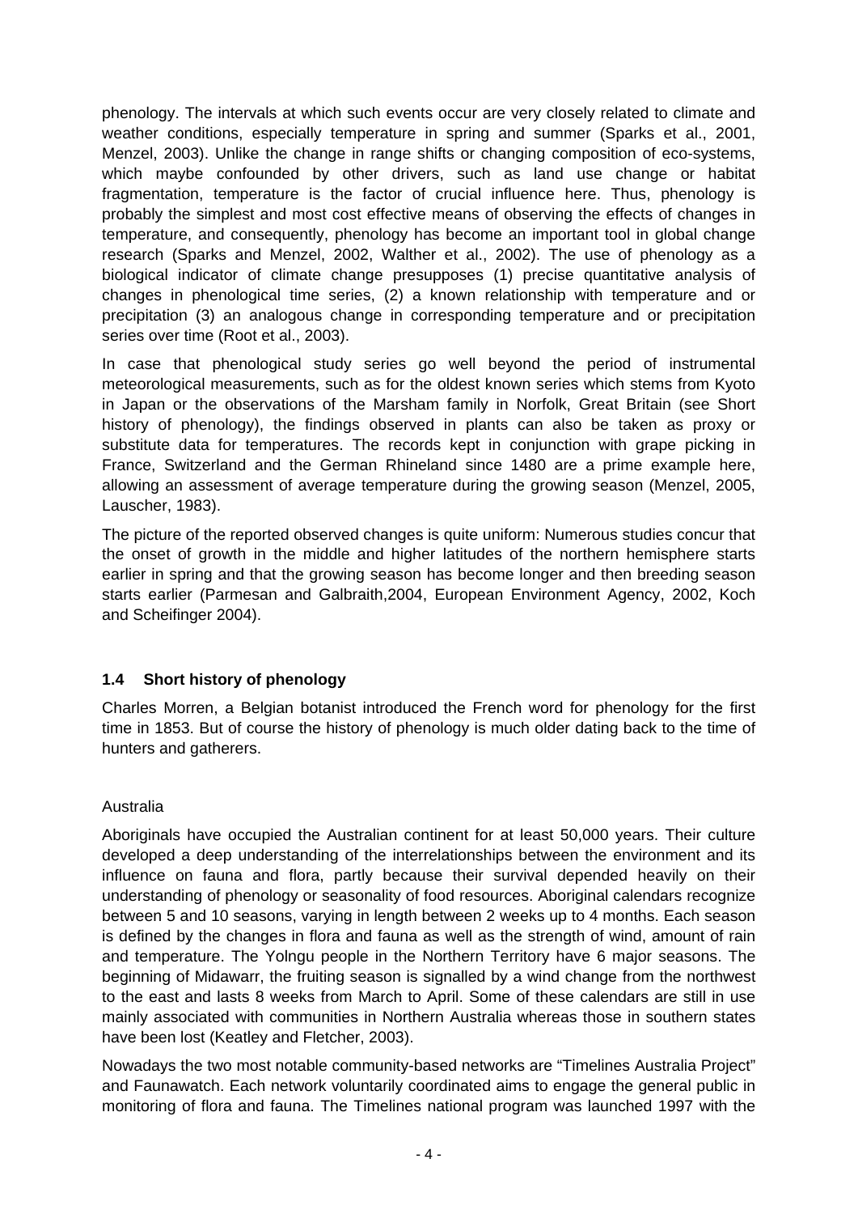phenology. The intervals at which such events occur are very closely related to climate and weather conditions, especially temperature in spring and summer (Sparks et al., 2001, Menzel, 2003). Unlike the change in range shifts or changing composition of eco-systems, which maybe confounded by other drivers, such as land use change or habitat fragmentation, temperature is the factor of crucial influence here. Thus, phenology is probably the simplest and most cost effective means of observing the effects of changes in temperature, and consequently, phenology has become an important tool in global change research (Sparks and Menzel, 2002, Walther et al., 2002). The use of phenology as a biological indicator of climate change presupposes (1) precise quantitative analysis of changes in phenological time series, (2) a known relationship with temperature and or precipitation (3) an analogous change in corresponding temperature and or precipitation series over time (Root et al., 2003).

In case that phenological study series go well beyond the period of instrumental meteorological measurements, such as for the oldest known series which stems from Kyoto in Japan or the observations of the Marsham family in Norfolk, Great Britain (see Short history of phenology), the findings observed in plants can also be taken as proxy or substitute data for temperatures. The records kept in conjunction with grape picking in France, Switzerland and the German Rhineland since 1480 are a prime example here, allowing an assessment of average temperature during the growing season (Menzel, 2005, Lauscher, 1983).

The picture of the reported observed changes is quite uniform: Numerous studies concur that the onset of growth in the middle and higher latitudes of the northern hemisphere starts earlier in spring and that the growing season has become longer and then breeding season starts earlier (Parmesan and Galbraith,2004, European Environment Agency, 2002, Koch and Scheifinger 2004).

## 1.4 Short history of phenology

Charles Morren, a Belgian botanist introduced the French word for phenology for the first time in 1853. But of course the history of phenology is much older dating back to the time of hunters and gatherers.

Australia

Aboriginals have occupied the Australian continent for at least 50,000 years. Their culture developed a deep understanding of the interrelationships between the environment and its influence on fauna and flora, partly because their survival depended heavily on their understanding of phenology or seasonality of food resources. Aboriginal calendars recognize between 5 and 10 seasons, varying in length between 2 weeks up to 4 months. Each season is defined by the changes in flora and fauna as well as the strength of wind, amount of rain and temperature. The Yolngu people in the Northern Territory have 6 major seasons. The beginning of Midawarr, the fruiting season is signalled by a wind change from the northwest to the east and lasts 8 weeks from March to April. Some of these calendars are still in use mainly associated with communities in Northern Australia whereas those in southern states have been lost (Keatley and Fletcher, 2003).

Nowadays the two most notable community-based networks are "Timelines Australia Project" and Faunawatch. Each network voluntarily coordinated aims to engage the general public in monitoring of flora and fauna. The Timelines national program was launched 1997 with the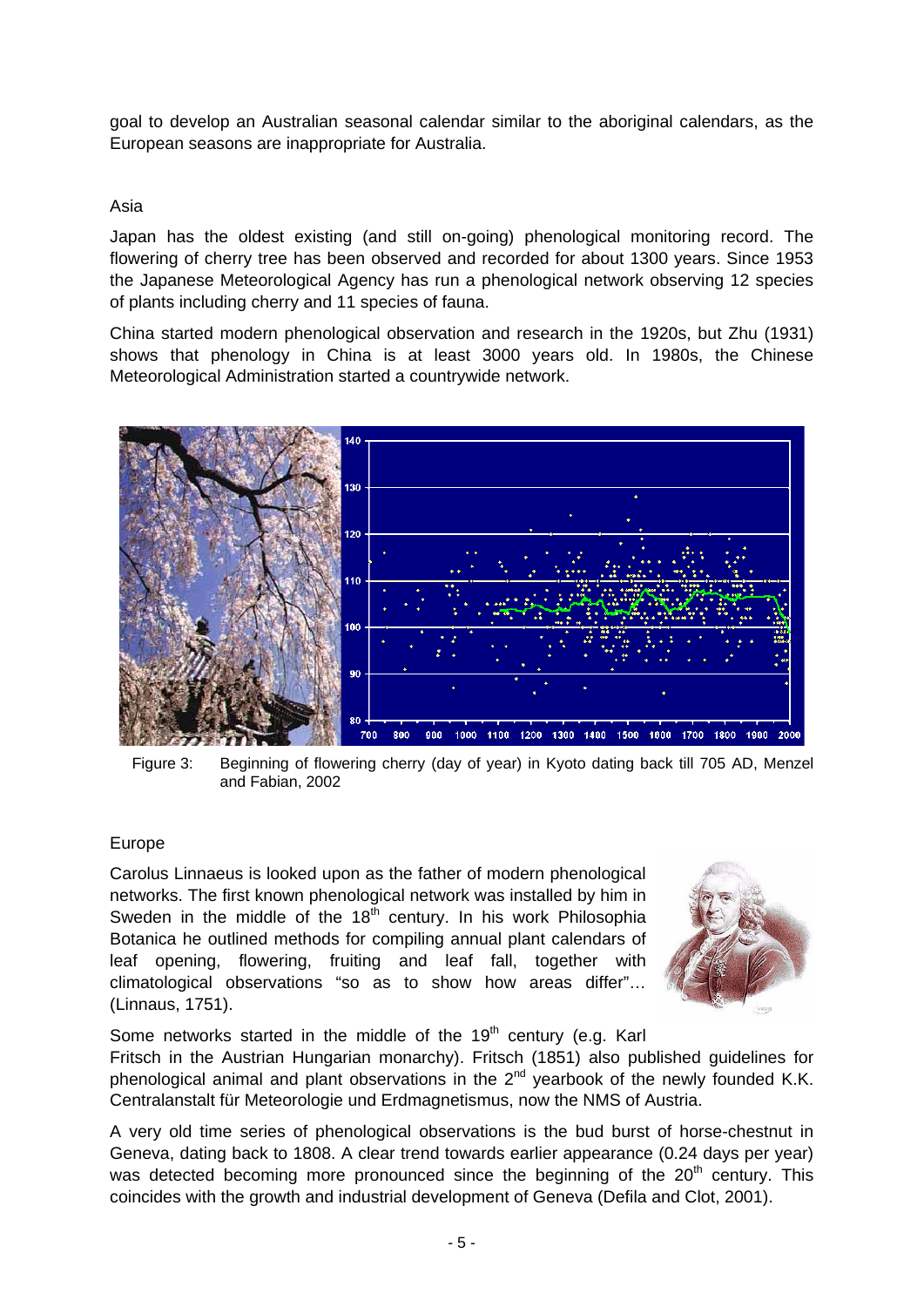goal to develop an Australian seasonal calendar similar to the aboriginal calendars, as the European seasons are inappropriate for Australia.

Asia

Japan has the oldest existing (and still on-going) phenological monitoring record. The flowering of cherry tree has been observed and recorded for about 1300 years. Since 1953 the Japanese Meteorological Agency has run a phenological network observing 12 species of plants including cherry and 11 species of fauna.

China started modern phenological observation and research in the 1920s, but Zhu (1931) shows that phenology in China is at least 3000 years old. In 1980s, the Chinese Meteorological Administration started a countrywide network.

Figure 3: Beginning of flowering cherry (day of year) in Kyoto dating back till 705 AD, Menzel and Fabian, 2002

Europe

Carolus Linnaeus is looked upon as the father of modern phenological networks. The first known phenological network was installed by him in Sweden in the middle of the 18th century. In his work Philosophia Botanica he outlined methods for compiling annual plant calendars of leaf opening, flowering, fruiting and leaf fall, together with climatological observations "so as to show how areas differ"… (Linnaus, 1751).

Some networks started in the middle of the 19th century (e.g. Karl Fritsch in the Austrian Hungarian monarchy). Fritsch (1851) also published guidelines for phenological animal and plant observations in the 2nd yearbook of the newly founded K.K. Centralanstalt für Meteorologie und Erdmagnetismus, now the NMS of Austria.

A very old time series of phenological observations is the bud burst of horse-chestnut in Geneva, dating back to 1808. A clear trend towards earlier appearance (0.24 days per year) was detected becoming more pronounced since the beginning of the 20th century. This coincides with the growth and industrial development of Geneva (Defila and Clot, 2001).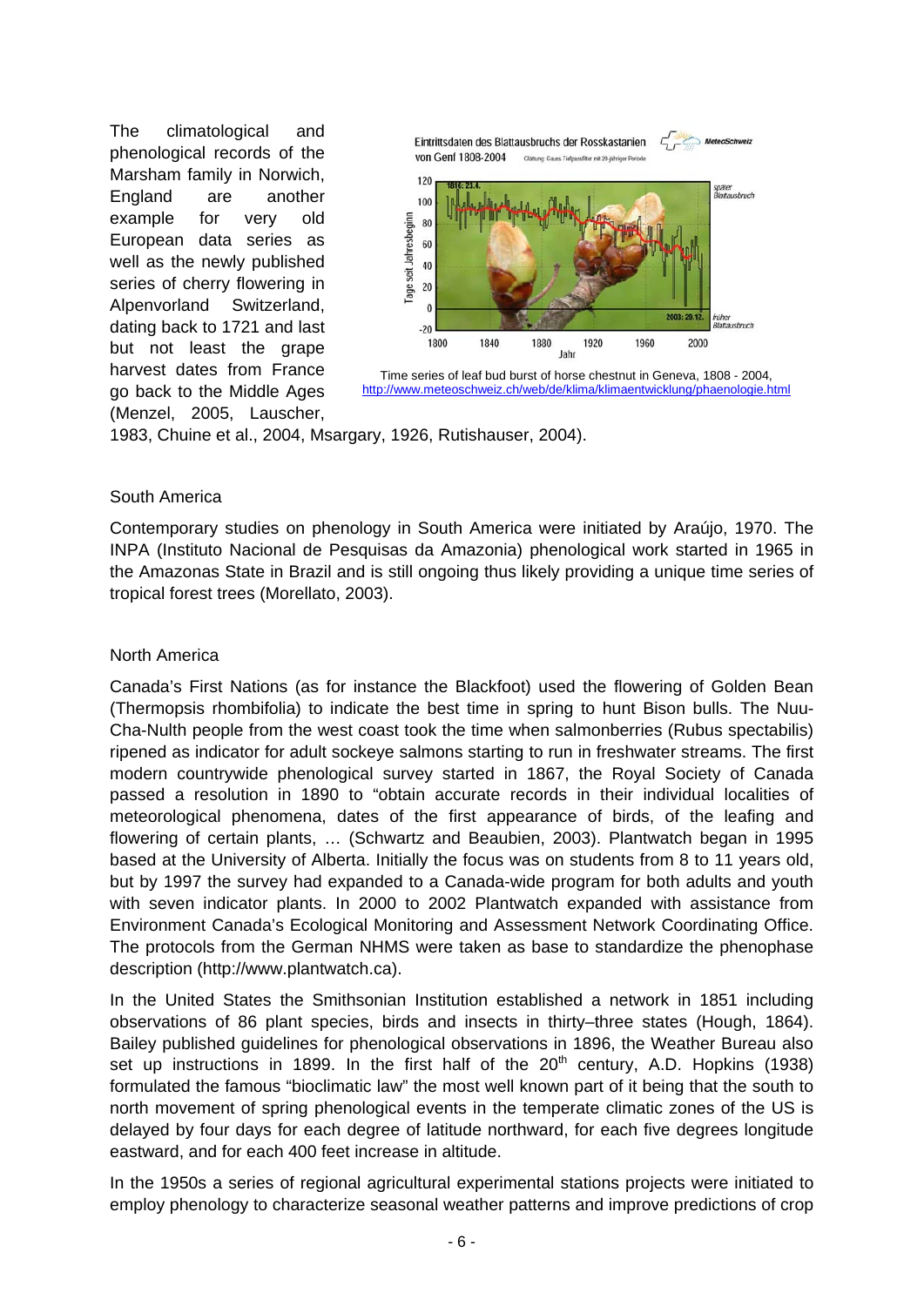The climatological and phenological records of the Marsham family in Norwich, England are another example for very old European data series as well as the newly published series of cherry flowering in Alpenvorland Switzerland, dating back to 1721 and last but not least the grape harvest dates from France go back to the Middle Ages (Menzel, 2005, Lauscher, 1983, Chuine et al., 2004, Msargary, 1926, Rutishauser, 2004).

Time series of leaf bud burst of horse chestnut in Geneva, 1808 - 2004, http://www.meteoschweiz.ch/web/de/klima/klimaentwicklung/phaenologie.html

South America

Contemporary studies on phenology in South America were initiated by Araújo, 1970. The INPA (Instituto Nacional de Pesquisas da Amazonia) phenological work started in 1965 in the Amazonas State in Brazil and is still ongoing thus likely providing a unique time series of tropical forest trees (Morellato, 2003).

North America

Canada's First Nations (as for instance the Blackfoot) used the flowering of Golden Bean (Thermopsis rhombifolia) to indicate the best time in spring to hunt Bison bulls. The Nuu-Cha-Nulth people from the west coast took the time when salmonberries (Rubus spectabilis) ripened as indicator for adult sockeye salmons starting to run in freshwater streams. The first modern countrywide phenological survey started in 1867, the Royal Society of Canada passed a resolution in 1890 to "obtain accurate records in their individual localities of meteorological phenomena, dates of the first appearance of birds, of the leafing and flowering of certain plants, … (Schwartz and Beaubien, 2003). Plantwatch began in 1995 based at the University of Alberta. Initially the focus was on students from 8 to 11 years old, but by 1997 the survey had expanded to a Canada-wide program for both adults and youth with seven indicator plants. In 2000 to 2002 Plantwatch expanded with assistance from Environment Canada's Ecological Monitoring and Assessment Network Coordinating Office. The protocols from the German NHMS were taken as base to standardize the phenophase description (http://www.plantwatch.ca).

In the United States the Smithsonian Institution established a network in 1851 including observations of 86 plant species, birds and insects in thirty–three states (Hough, 1864). Bailey published guidelines for phenological observations in 1896, the Weather Bureau also set up instructions in 1899. In the first half of the 20th century, A.D. Hopkins (1938) formulated the famous "bioclimatic law" the most well known part of it being that the south to north movement of spring phenological events in the temperate climatic zones of the US is delayed by four days for each degree of latitude northward, for each five degrees longitude eastward, and for each 400 feet increase in altitude.

In the 1950s a series of regional agricultural experimental stations projects were initiated to employ phenology to characterize seasonal weather patterns and improve predictions of crop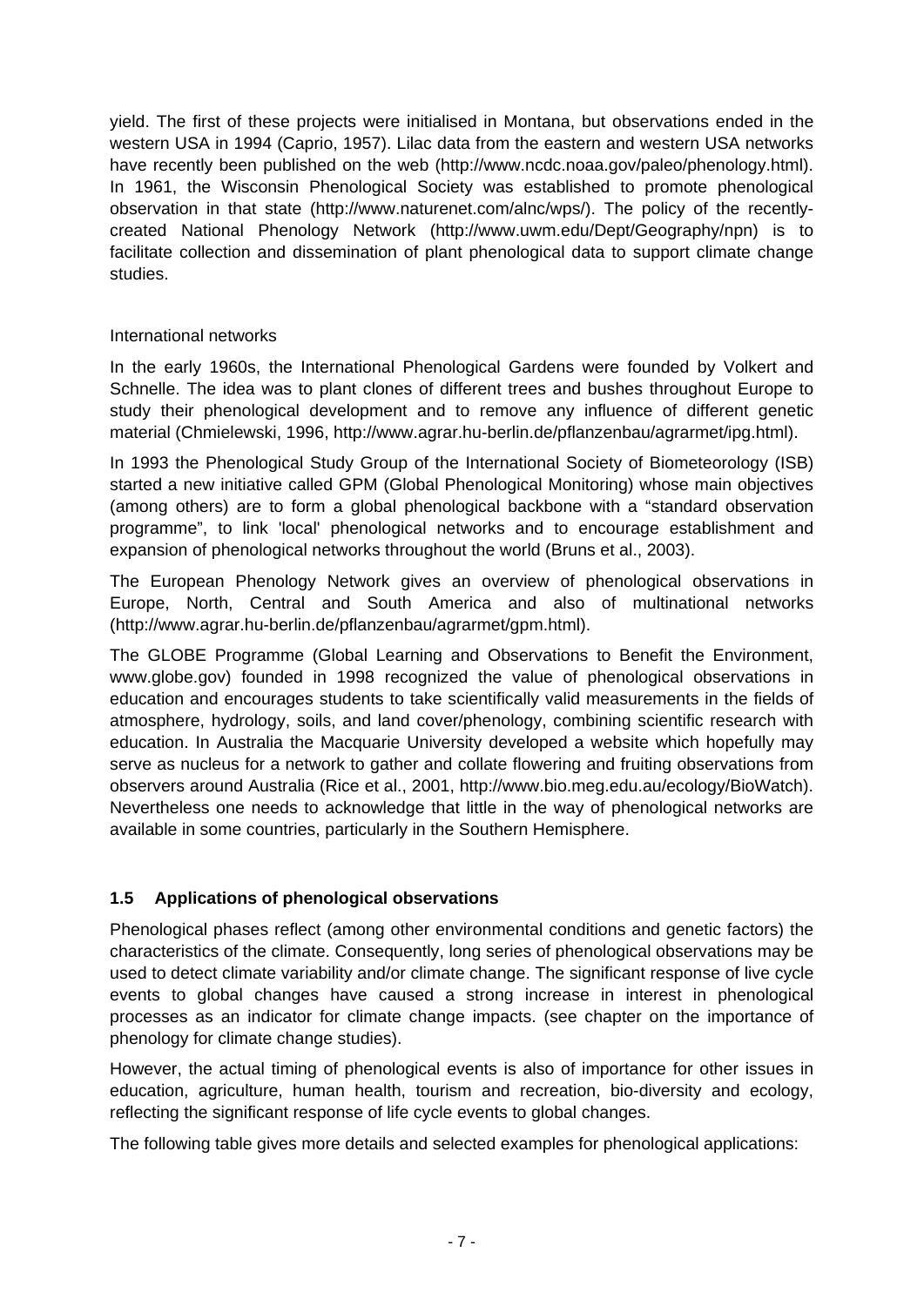yield. The first of these projects were initialised in Montana, but observations ended in the western USA in 1994 (Caprio, 1957). Lilac data from the eastern and western USA networks have recently been published on the web (http://www.ncdc.noaa.gov/paleo/phenology.html). In 1961, the Wisconsin Phenological Society was established to promote phenological observation in that state (http://www.naturenet.com/alnc/wps/). The policy of the recently-created National Phenology Network (http://www.uwm.edu/Dept/Geography/npn) is to facilitate collection and dissemination of plant phenological data to support climate change studies.

International networks

In the early 1960s, the International Phenological Gardens were founded by Volkert and Schnelle. The idea was to plant clones of different trees and bushes throughout Europe to study their phenological development and to remove any influence of different genetic material (Chmielewski, 1996, http://www.agrar.hu-berlin.de/pflanzenbau/agrarmet/ipg.html).

In 1993 the Phenological Study Group of the International Society of Biometeorology (ISB) started a new initiative called GPM (Global Phenological Monitoring) whose main objectives (among others) are to form a global phenological backbone with a "standard observation programme", to link 'local' phenological networks and to encourage establishment and expansion of phenological networks throughout the world (Bruns et al., 2003).

The European Phenology Network gives an overview of phenological observations in Europe, North, Central and South America and also of multinational networks (http://www.agrar.hu-berlin.de/pflanzenbau/agrarmet/gpm.html).

The GLOBE Programme (Global Learning and Observations to Benefit the Environment, www.globe.gov) founded in 1998 recognized the value of phenological observations in education and encourages students to take scientifically valid measurements in the fields of atmosphere, hydrology, soils, and land cover/phenology, combining scientific research with education. In Australia the Macquarie University developed a website which hopefully may serve as nucleus for a network to gather and collate flowering and fruiting observations from observers around Australia (Rice et al., 2001, http://www.bio.meg.edu.au/ecology/BioWatch). Nevertheless one needs to acknowledge that little in the way of phenological networks are available in some countries, particularly in the Southern Hemisphere.

## 1.5 Applications of phenological observations

Phenological phases reflect (among other environmental conditions and genetic factors) the characteristics of the climate. Consequently, long series of phenological observations may be used to detect climate variability and/or climate change. The significant response of live cycle events to global changes have caused a strong increase in interest in phenological processes as an indicator for climate change impacts. (see chapter on the importance of phenology for climate change studies).

However, the actual timing of phenological events is also of importance for other issues in education, agriculture, human health, tourism and recreation, bio-diversity and ecology, reflecting the significant response of life cycle events to global changes.

The following table gives more details and selected examples for phenological applications: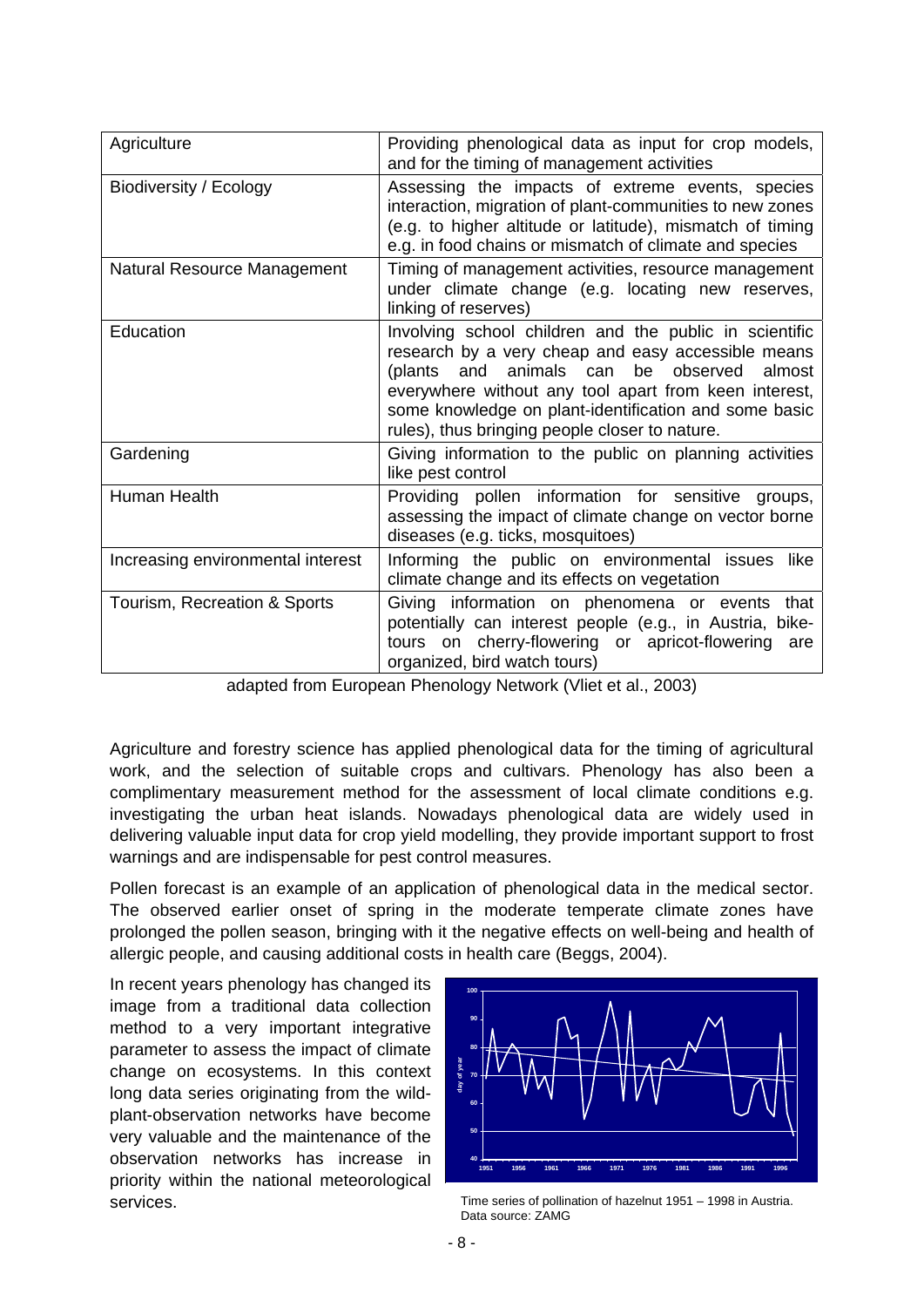| Agriculture | Providing phenological data as input for crop models, and for the timing of management activities |
|---|---|
| Biodiversity / Ecology | Assessing the impacts of extreme events, species interaction, migration of plant-communities to new zones (e.g. to higher altitude or latitude), mismatch of timing e.g. in food chains or mismatch of climate and species |
| Natural Resource Management | Timing of management activities, resource management under climate change (e.g. locating new reserves, linking of reserves) |
| Education | Involving school children and the public in scientific research by a very cheap and easy accessible means (plants and animals can be observed almost everywhere without any tool apart from keen interest, some knowledge on plant-identification and some basic rules), thus bringing people closer to nature. |
| Gardening | Giving information to the public on planning activities like pest control |
| Human Health | Providing pollen information for sensitive groups, assessing the impact of climate change on vector borne diseases (e.g. ticks, mosquitoes) |
| Increasing environmental interest | Informing the public on environmental issues like climate change and its effects on vegetation |
| Tourism, Recreation & Sports | Giving information on phenomena or events that potentially can interest people (e.g., in Austria, bike-tours on cherry-flowering or apricot-flowering are organized, bird watch tours) |

adapted from European Phenology Network (Vliet et al., 2003)

Agriculture and forestry science has applied phenological data for the timing of agricultural work, and the selection of suitable crops and cultivars. Phenology has also been a complimentary measurement method for the assessment of local climate conditions e.g. investigating the urban heat islands. Nowadays phenological data are widely used in delivering valuable input data for crop yield modelling, they provide important support to frost warnings and are indispensable for pest control measures.

Pollen forecast is an example of an application of phenological data in the medical sector. The observed earlier onset of spring in the moderate temperate climate zones have prolonged the pollen season, bringing with it the negative effects on well-being and health of allergic people, and causing additional costs in health care (Beggs, 2004).

In recent years phenology has changed its image from a traditional data collection method to a very important integrative parameter to assess the impact of climate change on ecosystems. In this context long data series originating from the wild-plant-observation networks have become very valuable and the maintenance of the observation networks has increase in priority within the national meteorological services.

Time series of pollination of hazelnut 1951 – 1998 in Austria. Data source: ZAMG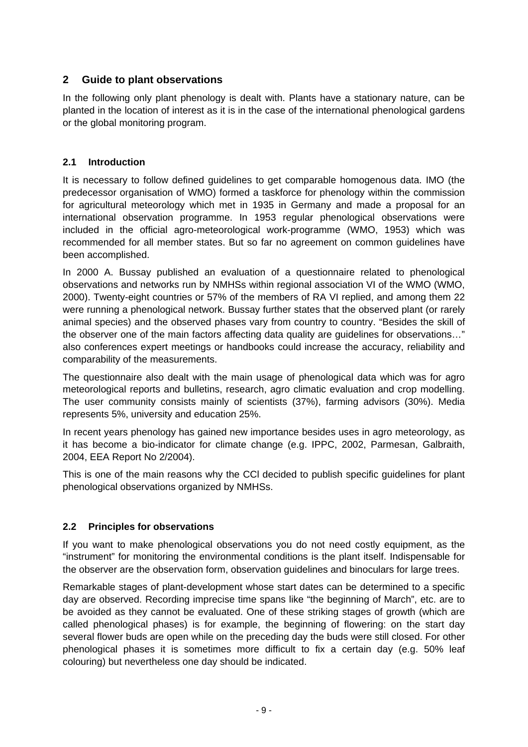## 2 Guide to plant observations

In the following only plant phenology is dealt with. Plants have a stationary nature, can be planted in the location of interest as it is in the case of the international phenological gardens or the global monitoring program.

### 2.1 Introduction

It is necessary to follow defined guidelines to get comparable homogenous data. IMO (the predecessor organisation of WMO) formed a taskforce for phenology within the commission for agricultural meteorology which met in 1935 in Germany and made a proposal for an international observation programme. In 1953 regular phenological observations were included in the official agro-meteorological work-programme (WMO, 1953) which was recommended for all member states. But so far no agreement on common guidelines have been accomplished.

In 2000 A. Bussay published an evaluation of a questionnaire related to phenological observations and networks run by NMHSs within regional association VI of the WMO (WMO, 2000). Twenty-eight countries or 57% of the members of RA VI replied, and among them 22 were running a phenological network. Bussay further states that the observed plant (or rarely animal species) and the observed phases vary from country to country. “Besides the skill of the observer one of the main factors affecting data quality are guidelines for observations…” also conferences expert meetings or handbooks could increase the accuracy, reliability and comparability of the measurements.

The questionnaire also dealt with the main usage of phenological data which was for agro meteorological reports and bulletins, research, agro climatic evaluation and crop modelling. The user community consists mainly of scientists (37%), farming advisors (30%). Media represents 5%, university and education 25%.

In recent years phenology has gained new importance besides uses in agro meteorology, as it has become a bio-indicator for climate change (e.g. IPPC, 2002, Parmesan, Galbraith, 2004, EEA Report No 2/2004).

This is one of the main reasons why the CCl decided to publish specific guidelines for plant phenological observations organized by NMHSs.

### 2.2 Principles for observations

If you want to make phenological observations you do not need costly equipment, as the “instrument” for monitoring the environmental conditions is the plant itself. Indispensable for the observer are the observation form, observation guidelines and binoculars for large trees.

Remarkable stages of plant-development whose start dates can be determined to a specific day are observed. Recording imprecise time spans like “the beginning of March”, etc. are to be avoided as they cannot be evaluated. One of these striking stages of growth (which are called phenological phases) is for example, the beginning of flowering: on the start day several flower buds are open while on the preceding day the buds were still closed. For other phenological phases it is sometimes more difficult to fix a certain day (e.g. 50% leaf colouring) but nevertheless one day should be indicated.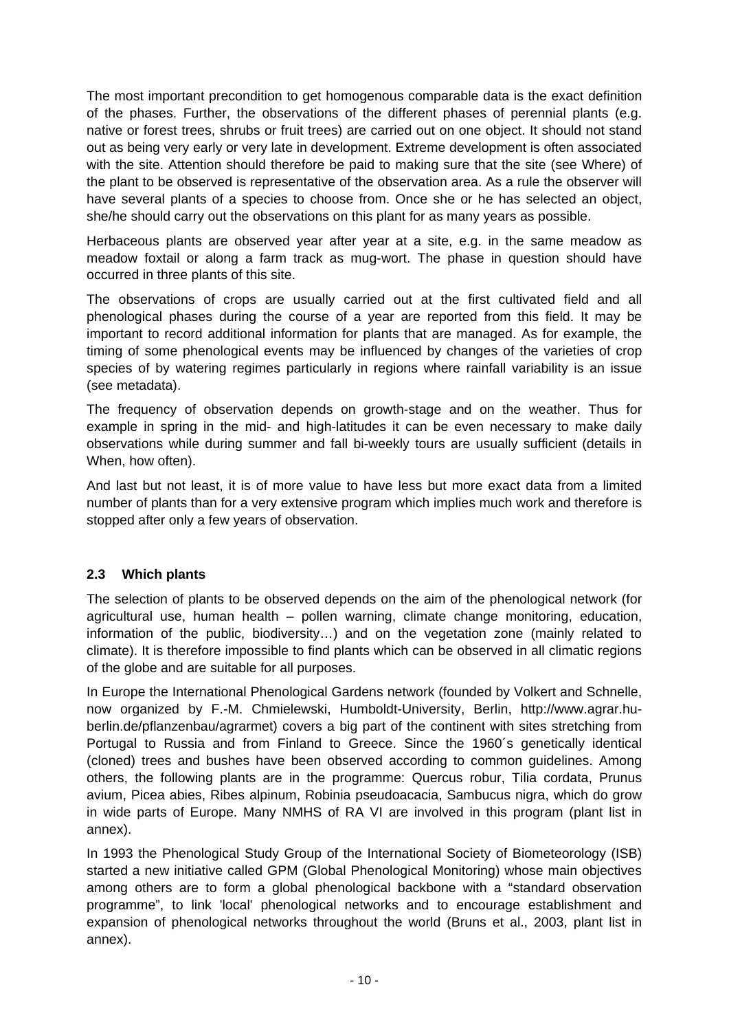The most important precondition to get homogenous comparable data is the exact definition of the phases. Further, the observations of the different phases of perennial plants (e.g. native or forest trees, shrubs or fruit trees) are carried out on one object. It should not stand out as being very early or very late in development. Extreme development is often associated with the site. Attention should therefore be paid to making sure that the site (see Where) of the plant to be observed is representative of the observation area. As a rule the observer will have several plants of a species to choose from. Once she or he has selected an object, she/he should carry out the observations on this plant for as many years as possible.

Herbaceous plants are observed year after year at a site, e.g. in the same meadow as meadow foxtail or along a farm track as mug-wort. The phase in question should have occurred in three plants of this site.

The observations of crops are usually carried out at the first cultivated field and all phenological phases during the course of a year are reported from this field. It may be important to record additional information for plants that are managed. As for example, the timing of some phenological events may be influenced by changes of the varieties of crop species of by watering regimes particularly in regions where rainfall variability is an issue (see metadata).

The frequency of observation depends on growth-stage and on the weather. Thus for example in spring in the mid- and high-latitudes it can be even necessary to make daily observations while during summer and fall bi-weekly tours are usually sufficient (details in When, how often).

And last but not least, it is of more value to have less but more exact data from a limited number of plants than for a very extensive program which implies much work and therefore is stopped after only a few years of observation.

## 2.3 Which plants

The selection of plants to be observed depends on the aim of the phenological network (for agricultural use, human health – pollen warning, climate change monitoring, education, information of the public, biodiversity…) and on the vegetation zone (mainly related to climate). It is therefore impossible to find plants which can be observed in all climatic regions of the globe and are suitable for all purposes.

In Europe the International Phenological Gardens network (founded by Volkert and Schnelle, now organized by F.-M. Chmielewski, Humboldt-University, Berlin, http://www.agrar.hu-berlin.de/pflanzenbau/agrarmet) covers a big part of the continent with sites stretching from Portugal to Russia and from Finland to Greece. Since the 1960´s genetically identical (cloned) trees and bushes have been observed according to common guidelines. Among others, the following plants are in the programme: Quercus robur, Tilia cordata, Prunus avium, Picea abies, Ribes alpinum, Robinia pseudoacacia, Sambucus nigra, which do grow in wide parts of Europe. Many NMHS of RA VI are involved in this program (plant list in annex).

In 1993 the Phenological Study Group of the International Society of Biometeorology (ISB) started a new initiative called GPM (Global Phenological Monitoring) whose main objectives among others are to form a global phenological backbone with a "standard observation programme", to link 'local' phenological networks and to encourage establishment and expansion of phenological networks throughout the world (Bruns et al., 2003, plant list in annex).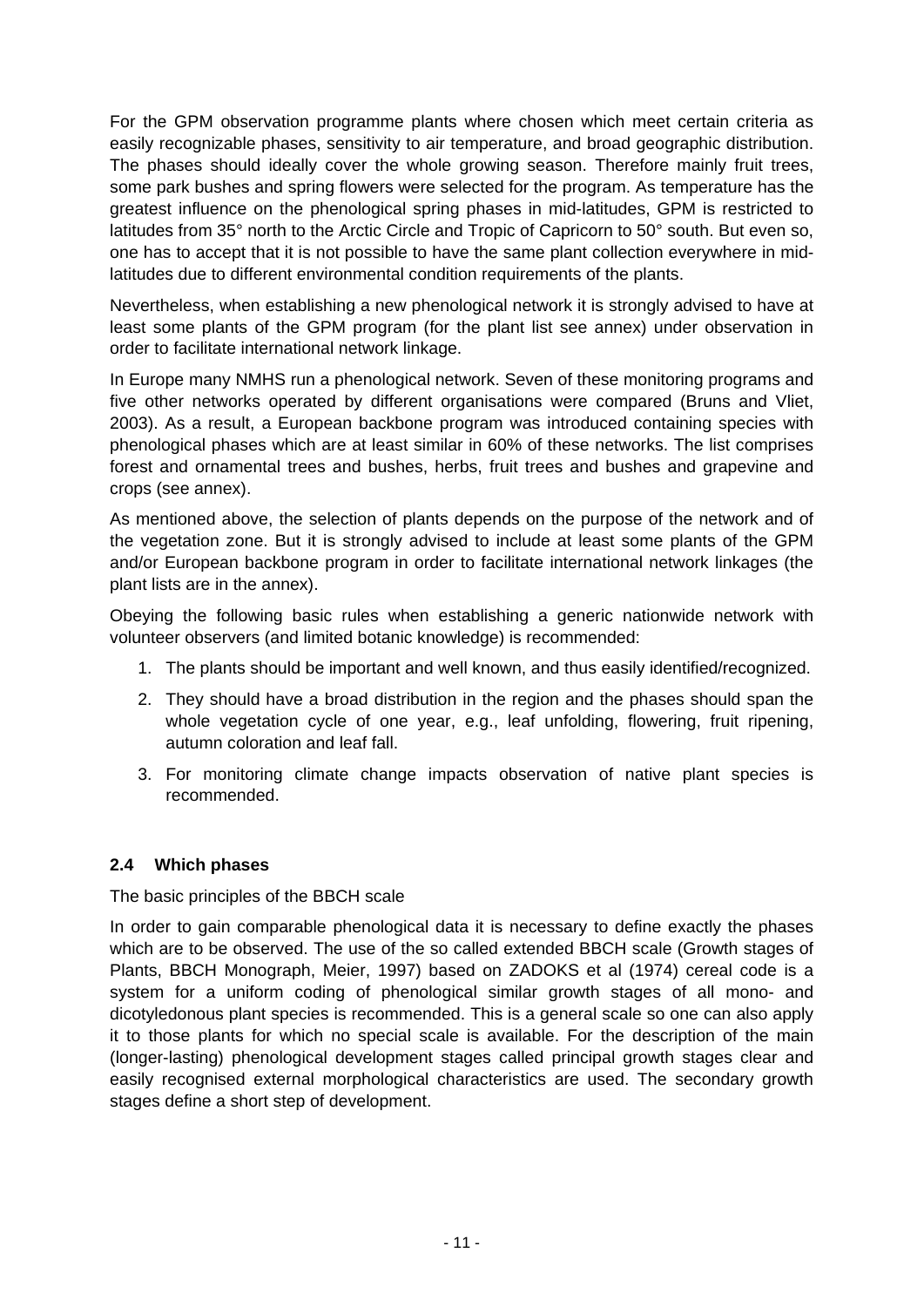For the GPM observation programme plants where chosen which meet certain criteria as easily recognizable phases, sensitivity to air temperature, and broad geographic distribution. The phases should ideally cover the whole growing season. Therefore mainly fruit trees, some park bushes and spring flowers were selected for the program. As temperature has the greatest influence on the phenological spring phases in mid-latitudes, GPM is restricted to latitudes from 35° north to the Arctic Circle and Tropic of Capricorn to 50° south. But even so, one has to accept that it is not possible to have the same plant collection everywhere in mid-latitudes due to different environmental condition requirements of the plants.

Nevertheless, when establishing a new phenological network it is strongly advised to have at least some plants of the GPM program (for the plant list see annex) under observation in order to facilitate international network linkage.

In Europe many NMHS run a phenological network. Seven of these monitoring programs and five other networks operated by different organisations were compared (Bruns and Vliet, 2003). As a result, a European backbone program was introduced containing species with phenological phases which are at least similar in 60% of these networks. The list comprises forest and ornamental trees and bushes, herbs, fruit trees and bushes and grapevine and crops (see annex).

As mentioned above, the selection of plants depends on the purpose of the network and of the vegetation zone. But it is strongly advised to include at least some plants of the GPM and/or European backbone program in order to facilitate international network linkages (the plant lists are in the annex).

Obeying the following basic rules when establishing a generic nationwide network with volunteer observers (and limited botanic knowledge) is recommended:

1. The plants should be important and well known, and thus easily identified/recognized.
2. They should have a broad distribution in the region and the phases should span the whole vegetation cycle of one year, e.g., leaf unfolding, flowering, fruit ripening, autumn coloration and leaf fall.
3. For monitoring climate change impacts observation of native plant species is recommended.

### 2.4 Which phases

The basic principles of the BBCH scale

In order to gain comparable phenological data it is necessary to define exactly the phases which are to be observed. The use of the so called extended BBCH scale (Growth stages of Plants, BBCH Monograph, Meier, 1997) based on ZADOKS et al (1974) cereal code is a system for a uniform coding of phenological similar growth stages of all mono- and dicotyledonous plant species is recommended. This is a general scale so one can also apply it to those plants for which no special scale is available. For the description of the main (longer-lasting) phenological development stages called principal growth stages clear and easily recognised external morphological characteristics are used. The secondary growth stages define a short step of development.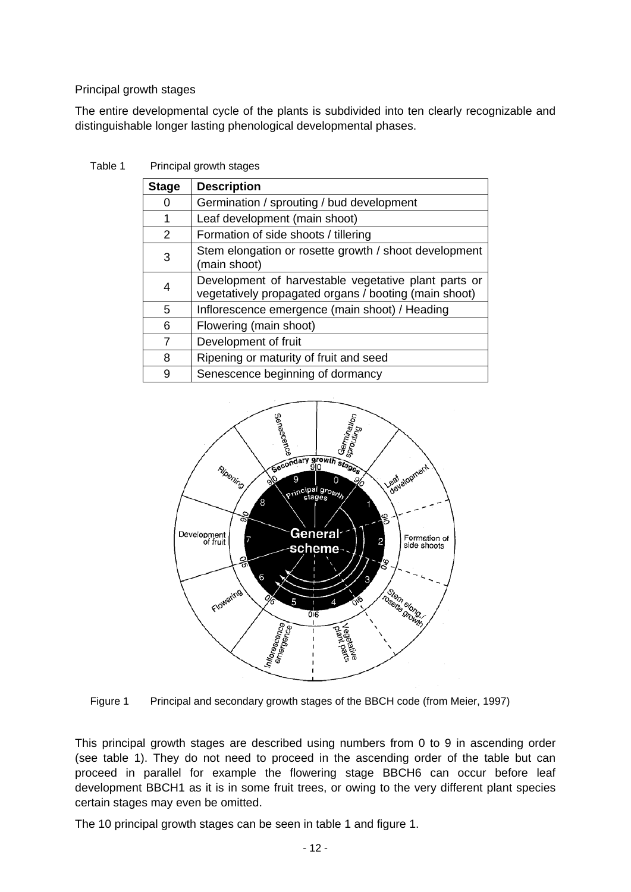Principal growth stages

The entire developmental cycle of the plants is subdivided into ten clearly recognizable and distinguishable longer lasting phenological developmental phases.

Table 1  Principal growth stages

| Stage | Description |
|---|---|
| 0 | Germination / sprouting / bud development |
| 1 | Leaf development (main shoot) |
| 2 | Formation of side shoots / tillering |
| 3 | Stem elongation or rosette growth / shoot development (main shoot) |
| 4 | Development of harvestable vegetative plant parts or vegetatively propagated organs / booting (main shoot) |
| 5 | Inflorescence emergence (main shoot) / Heading |
| 6 | Flowering (main shoot) |
| 7 | Development of fruit |
| 8 | Ripening or maturity of fruit and seed |
| 9 | Senescence beginning of dormancy |

Figure 1  Principal and secondary growth stages of the BBCH code (from Meier, 1997)

This principal growth stages are described using numbers from 0 to 9 in ascending order (see table 1). They do not need to proceed in the ascending order of the table but can proceed in parallel for example the flowering stage BBCH6 can occur before leaf development BBCH1 as it is in some fruit trees, or owing to the very different plant species certain stages may even be omitted.

The 10 principal growth stages can be seen in table 1 and figure 1.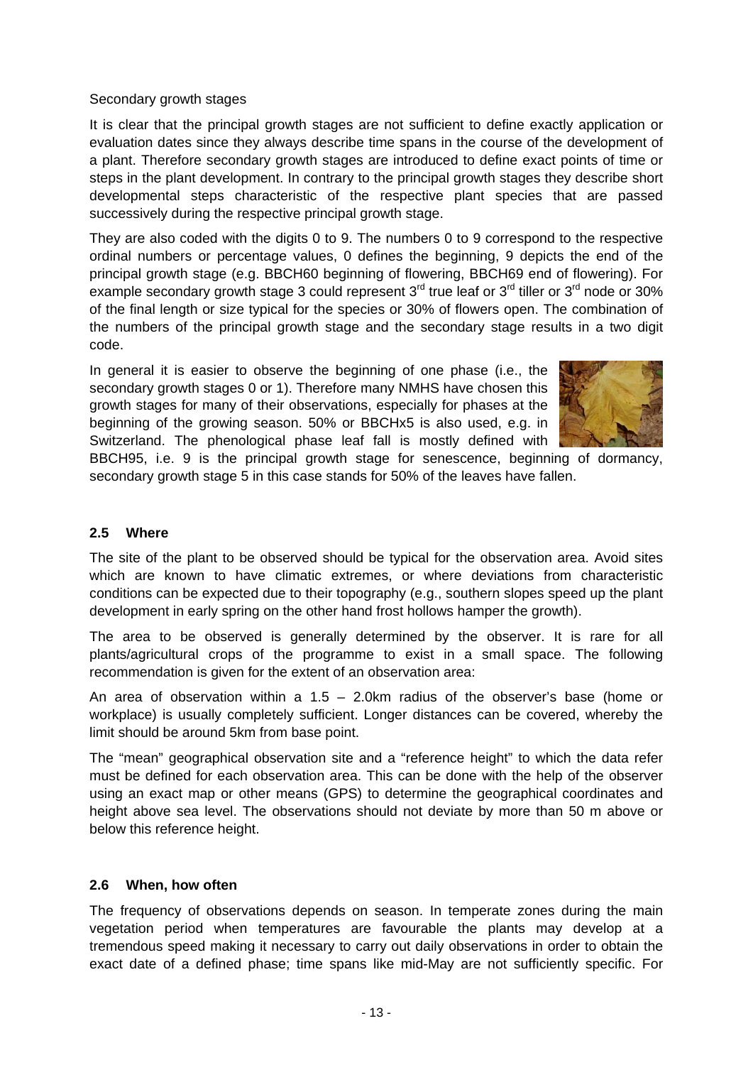Secondary growth stages

It is clear that the principal growth stages are not sufficient to define exactly application or evaluation dates since they always describe time spans in the course of the development of a plant. Therefore secondary growth stages are introduced to define exact points of time or steps in the plant development. In contrary to the principal growth stages they describe short developmental steps characteristic of the respective plant species that are passed successively during the respective principal growth stage.

They are also coded with the digits 0 to 9. The numbers 0 to 9 correspond to the respective ordinal numbers or percentage values, 0 defines the beginning, 9 depicts the end of the principal growth stage (e.g. BBCH60 beginning of flowering, BBCH69 end of flowering). For example secondary growth stage 3 could represent 3rd true leaf or 3rd tiller or 3rd node or 30% of the final length or size typical for the species or 30% of flowers open. The combination of the numbers of the principal growth stage and the secondary stage results in a two digit code.

In general it is easier to observe the beginning of one phase (i.e., the secondary growth stages 0 or 1). Therefore many NMHS have chosen this growth stages for many of their observations, especially for phases at the beginning of the growing season. 50% or BBCHx5 is also used, e.g. in Switzerland. The phenological phase leaf fall is mostly defined with BBCH95, i.e. 9 is the principal growth stage for senescence, beginning of dormancy, secondary growth stage 5 in this case stands for 50% of the leaves have fallen.

## 2.5 Where

The site of the plant to be observed should be typical for the observation area. Avoid sites which are known to have climatic extremes, or where deviations from characteristic conditions can be expected due to their topography (e.g., southern slopes speed up the plant development in early spring on the other hand frost hollows hamper the growth).

The area to be observed is generally determined by the observer. It is rare for all plants/agricultural crops of the programme to exist in a small space. The following recommendation is given for the extent of an observation area:

An area of observation within a 1.5 – 2.0km radius of the observer's base (home or workplace) is usually completely sufficient. Longer distances can be covered, whereby the limit should be around 5km from base point.

The "mean" geographical observation site and a "reference height" to which the data refer must be defined for each observation area. This can be done with the help of the observer using an exact map or other means (GPS) to determine the geographical coordinates and height above sea level. The observations should not deviate by more than 50 m above or below this reference height.

## 2.6 When, how often

The frequency of observations depends on season. In temperate zones during the main vegetation period when temperatures are favourable the plants may develop at a tremendous speed making it necessary to carry out daily observations in order to obtain the exact date of a defined phase; time spans like mid-May are not sufficiently specific. For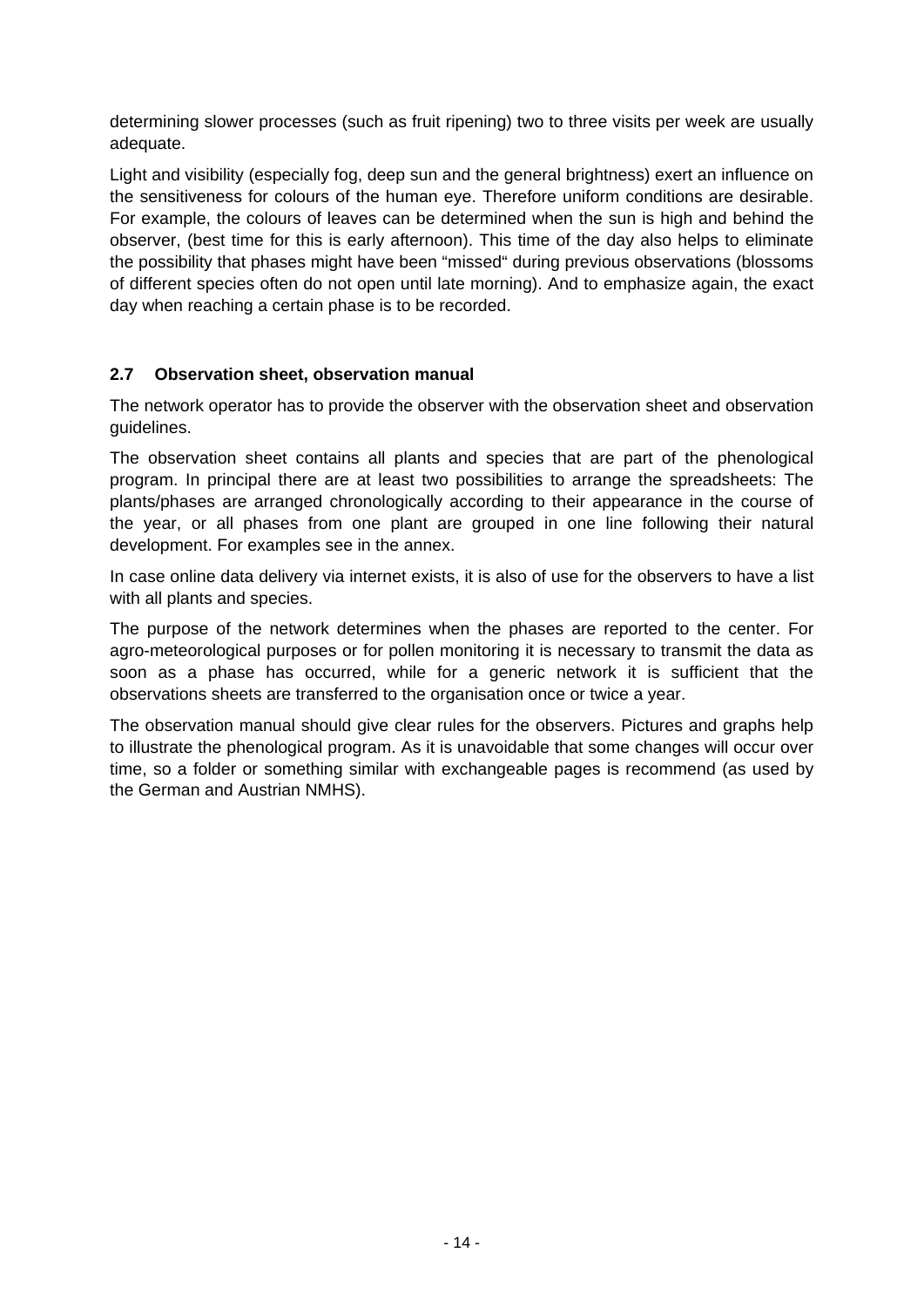determining slower processes (such as fruit ripening) two to three visits per week are usually adequate.

Light and visibility (especially fog, deep sun and the general brightness) exert an influence on the sensitiveness for colours of the human eye. Therefore uniform conditions are desirable. For example, the colours of leaves can be determined when the sun is high and behind the observer, (best time for this is early afternoon). This time of the day also helps to eliminate the possibility that phases might have been "missed" during previous observations (blossoms of different species often do not open until late morning). And to emphasize again, the exact day when reaching a certain phase is to be recorded.

## 2.7 Observation sheet, observation manual

The network operator has to provide the observer with the observation sheet and observation guidelines.

The observation sheet contains all plants and species that are part of the phenological program. In principal there are at least two possibilities to arrange the spreadsheets: The plants/phases are arranged chronologically according to their appearance in the course of the year, or all phases from one plant are grouped in one line following their natural development. For examples see in the annex.

In case online data delivery via internet exists, it is also of use for the observers to have a list with all plants and species.

The purpose of the network determines when the phases are reported to the center. For agro-meteorological purposes or for pollen monitoring it is necessary to transmit the data as soon as a phase has occurred, while for a generic network it is sufficient that the observations sheets are transferred to the organisation once or twice a year.

The observation manual should give clear rules for the observers. Pictures and graphs help to illustrate the phenological program. As it is unavoidable that some changes will occur over time, so a folder or something similar with exchangeable pages is recommend (as used by the German and Austrian NMHS).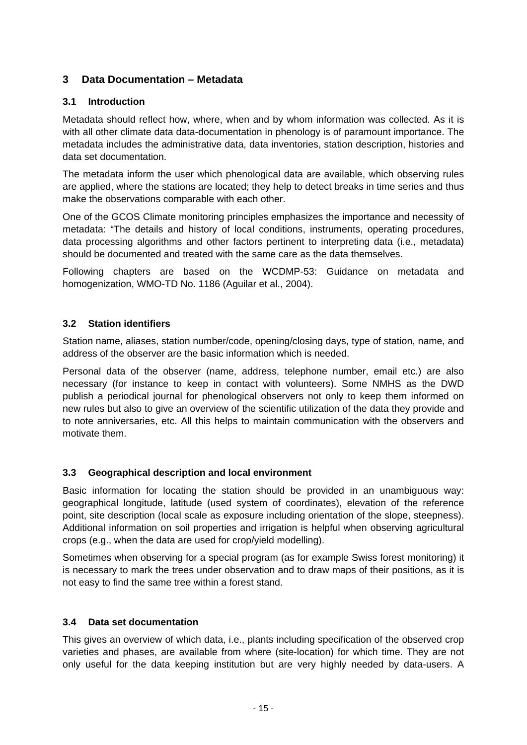# 3 Data Documentation – Metadata

## 3.1 Introduction

Metadata should reflect how, where, when and by whom information was collected. As it is with all other climate data data-documentation in phenology is of paramount importance. The metadata includes the administrative data, data inventories, station description, histories and data set documentation.

The metadata inform the user which phenological data are available, which observing rules are applied, where the stations are located; they help to detect breaks in time series and thus make the observations comparable with each other.

One of the GCOS Climate monitoring principles emphasizes the importance and necessity of metadata: "The details and history of local conditions, instruments, operating procedures, data processing algorithms and other factors pertinent to interpreting data (i.e., metadata) should be documented and treated with the same care as the data themselves.

Following chapters are based on the WCDMP-53: Guidance on metadata and homogenization, WMO-TD No. 1186 (Aguilar et al., 2004).

## 3.2 Station identifiers

Station name, aliases, station number/code, opening/closing days, type of station, name, and address of the observer are the basic information which is needed.

Personal data of the observer (name, address, telephone number, email etc.) are also necessary (for instance to keep in contact with volunteers). Some NMHS as the DWD publish a periodical journal for phenological observers not only to keep them informed on new rules but also to give an overview of the scientific utilization of the data they provide and to note anniversaries, etc. All this helps to maintain communication with the observers and motivate them.

## 3.3 Geographical description and local environment

Basic information for locating the station should be provided in an unambiguous way: geographical longitude, latitude (used system of coordinates), elevation of the reference point, site description (local scale as exposure including orientation of the slope, steepness). Additional information on soil properties and irrigation is helpful when observing agricultural crops (e.g., when the data are used for crop/yield modelling).

Sometimes when observing for a special program (as for example Swiss forest monitoring) it is necessary to mark the trees under observation and to draw maps of their positions, as it is not easy to find the same tree within a forest stand.

## 3.4 Data set documentation

This gives an overview of which data, i.e., plants including specification of the observed crop varieties and phases, are available from where (site-location) for which time. They are not only useful for the data keeping institution but are very highly needed by data-users. A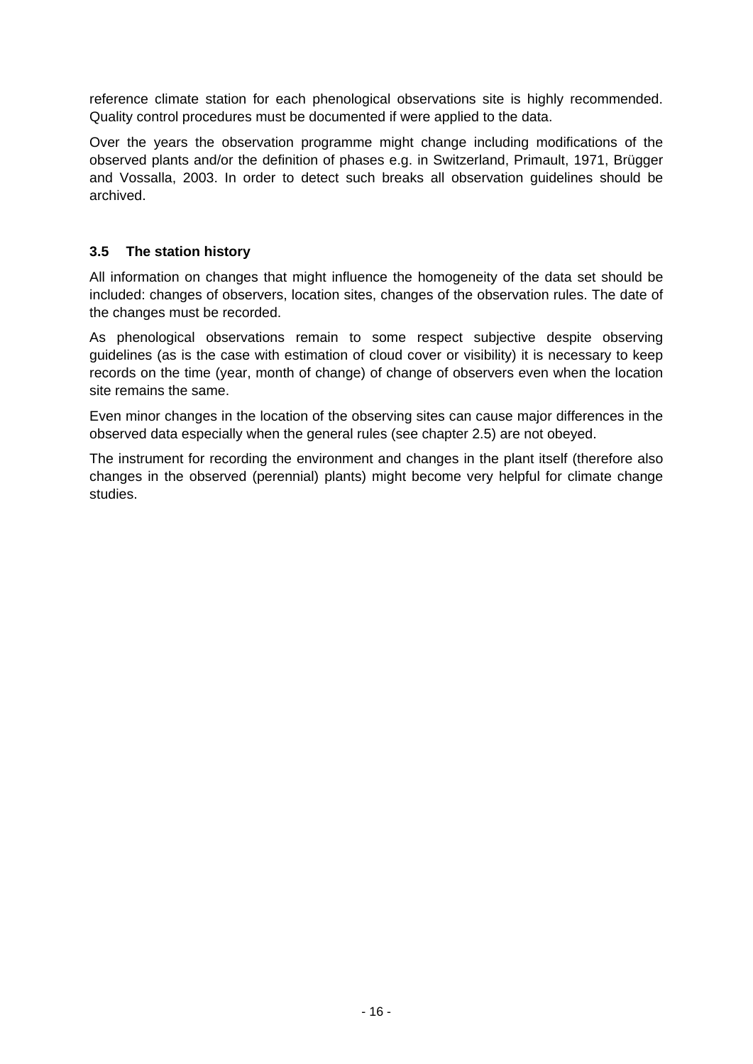reference climate station for each phenological observations site is highly recommended. Quality control procedures must be documented if were applied to the data.

Over the years the observation programme might change including modifications of the observed plants and/or the definition of phases e.g. in Switzerland, Primault, 1971, Brügger and Vossalla, 2003. In order to detect such breaks all observation guidelines should be archived.

### 3.5 The station history

All information on changes that might influence the homogeneity of the data set should be included: changes of observers, location sites, changes of the observation rules. The date of the changes must be recorded.

As phenological observations remain to some respect subjective despite observing guidelines (as is the case with estimation of cloud cover or visibility) it is necessary to keep records on the time (year, month of change) of change of observers even when the location site remains the same.

Even minor changes in the location of the observing sites can cause major differences in the observed data especially when the general rules (see chapter 2.5) are not obeyed.

The instrument for recording the environment and changes in the plant itself (therefore also changes in the observed (perennial) plants) might become very helpful for climate change studies.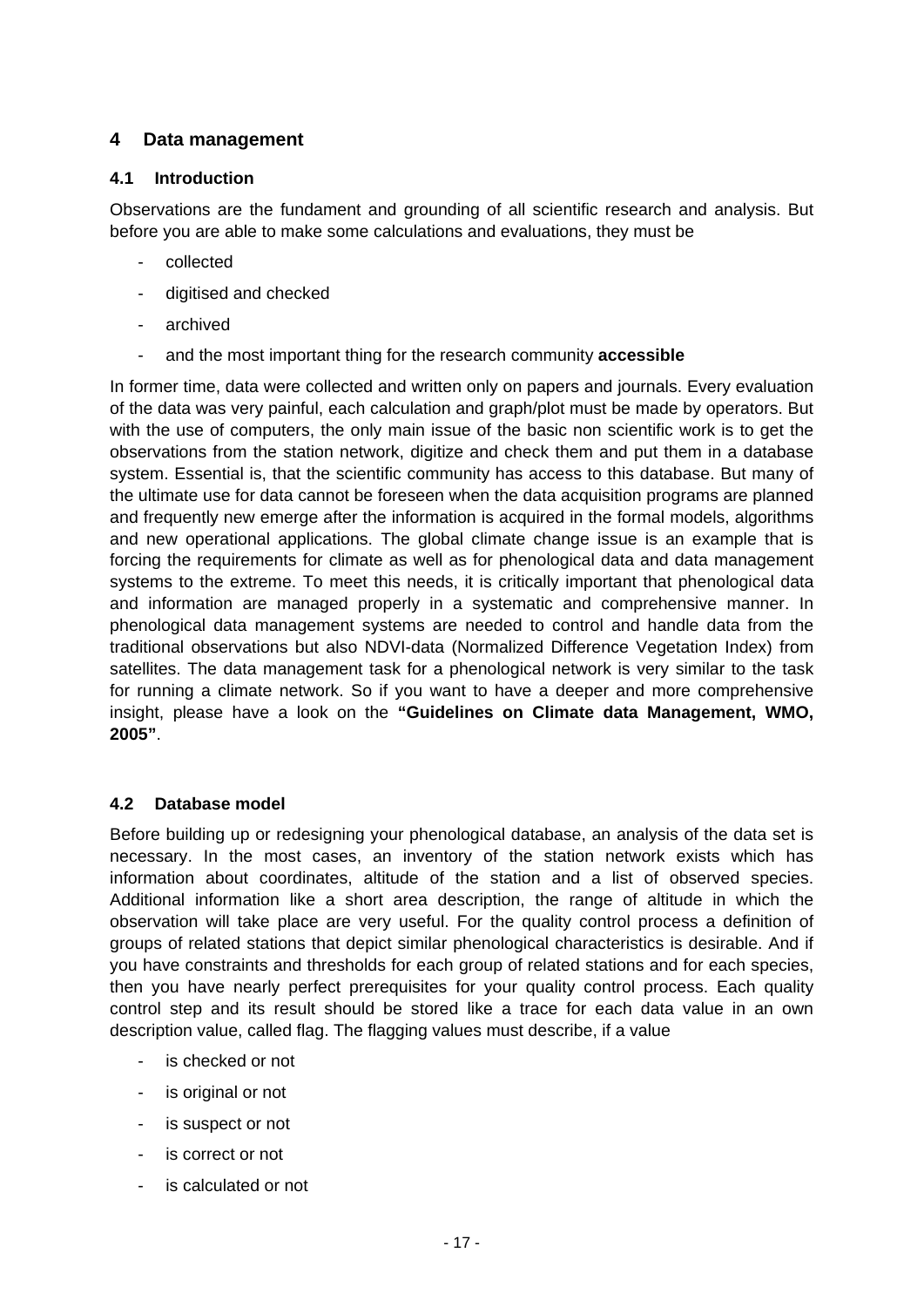## 4 Data management

### 4.1 Introduction

Observations are the fundament and grounding of all scientific research and analysis. But before you are able to make some calculations and evaluations, they must be

- collected
- digitised and checked
- archived
- and the most important thing for the research community **accessible**

In former time, data were collected and written only on papers and journals. Every evaluation of the data was very painful, each calculation and graph/plot must be made by operators. But with the use of computers, the only main issue of the basic non scientific work is to get the observations from the station network, digitize and check them and put them in a database system. Essential is, that the scientific community has access to this database. But many of the ultimate use for data cannot be foreseen when the data acquisition programs are planned and frequently new emerge after the information is acquired in the formal models, algorithms and new operational applications. The global climate change issue is an example that is forcing the requirements for climate as well as for phenological data and data management systems to the extreme. To meet this needs, it is critically important that phenological data and information are managed properly in a systematic and comprehensive manner. In phenological data management systems are needed to control and handle data from the traditional observations but also NDVI-data (Normalized Difference Vegetation Index) from satellites. The data management task for a phenological network is very similar to the task for running a climate network. So if you want to have a deeper and more comprehensive insight, please have a look on the **"Guidelines on Climate data Management, WMO, 2005"**.

### 4.2 Database model

Before building up or redesigning your phenological database, an analysis of the data set is necessary. In the most cases, an inventory of the station network exists which has information about coordinates, altitude of the station and a list of observed species. Additional information like a short area description, the range of altitude in which the observation will take place are very useful. For the quality control process a definition of groups of related stations that depict similar phenological characteristics is desirable. And if you have constraints and thresholds for each group of related stations and for each species, then you have nearly perfect prerequisites for your quality control process. Each quality control step and its result should be stored like a trace for each data value in an own description value, called flag. The flagging values must describe, if a value

- is checked or not
- is original or not
- is suspect or not
- is correct or not
- is calculated or not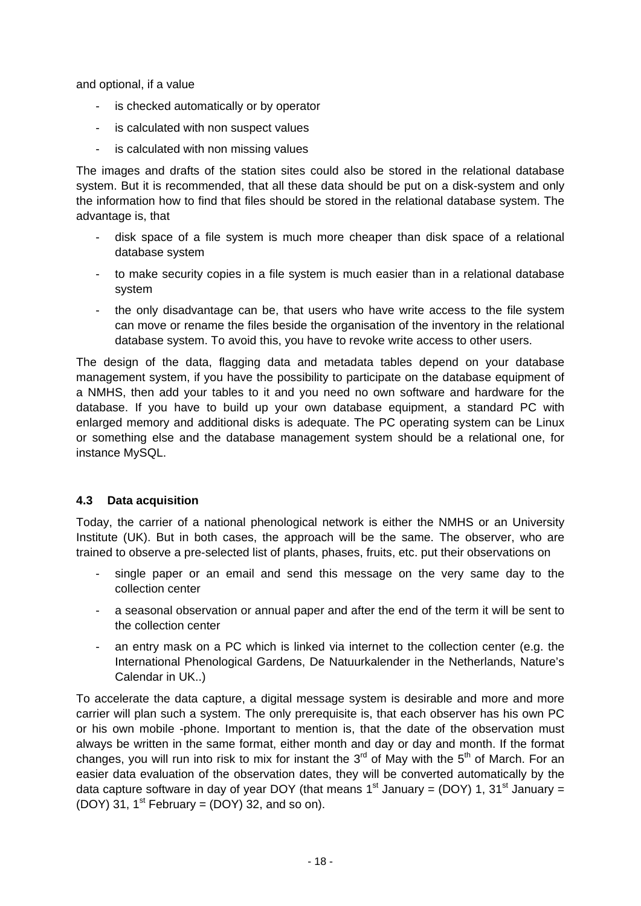and optional, if a value

- is checked automatically or by operator
- is calculated with non suspect values
- is calculated with non missing values

The images and drafts of the station sites could also be stored in the relational database system. But it is recommended, that all these data should be put on a disk-system and only the information how to find that files should be stored in the relational database system. The advantage is, that

- disk space of a file system is much more cheaper than disk space of a relational database system
- to make security copies in a file system is much easier than in a relational database system
- the only disadvantage can be, that users who have write access to the file system can move or rename the files beside the organisation of the inventory in the relational database system. To avoid this, you have to revoke write access to other users.

The design of the data, flagging data and metadata tables depend on your database management system, if you have the possibility to participate on the database equipment of a NMHS, then add your tables to it and you need no own software and hardware for the database. If you have to build up your own database equipment, a standard PC with enlarged memory and additional disks is adequate. The PC operating system can be Linux or something else and the database management system should be a relational one, for instance MySQL.

### 4.3 Data acquisition

Today, the carrier of a national phenological network is either the NMHS or an University Institute (UK). But in both cases, the approach will be the same. The observer, who are trained to observe a pre-selected list of plants, phases, fruits, etc. put their observations on

- single paper or an email and send this message on the very same day to the collection center
- a seasonal observation or annual paper and after the end of the term it will be sent to the collection center
- an entry mask on a PC which is linked via internet to the collection center (e.g. the International Phenological Gardens, De Natuurkalender in the Netherlands, Nature's Calendar in UK..)

To accelerate the data capture, a digital message system is desirable and more and more carrier will plan such a system. The only prerequisite is, that each observer has his own PC or his own mobile -phone. Important to mention is, that the date of the observation must always be written in the same format, either month and day or day and month. If the format changes, you will run into risk to mix for instant the 3rd of May with the 5th of March. For an easier data evaluation of the observation dates, they will be converted automatically by the data capture software in day of year DOY (that means 1st January = (DOY) 1, 31st January = (DOY) 31, 1st February = (DOY) 32, and so on).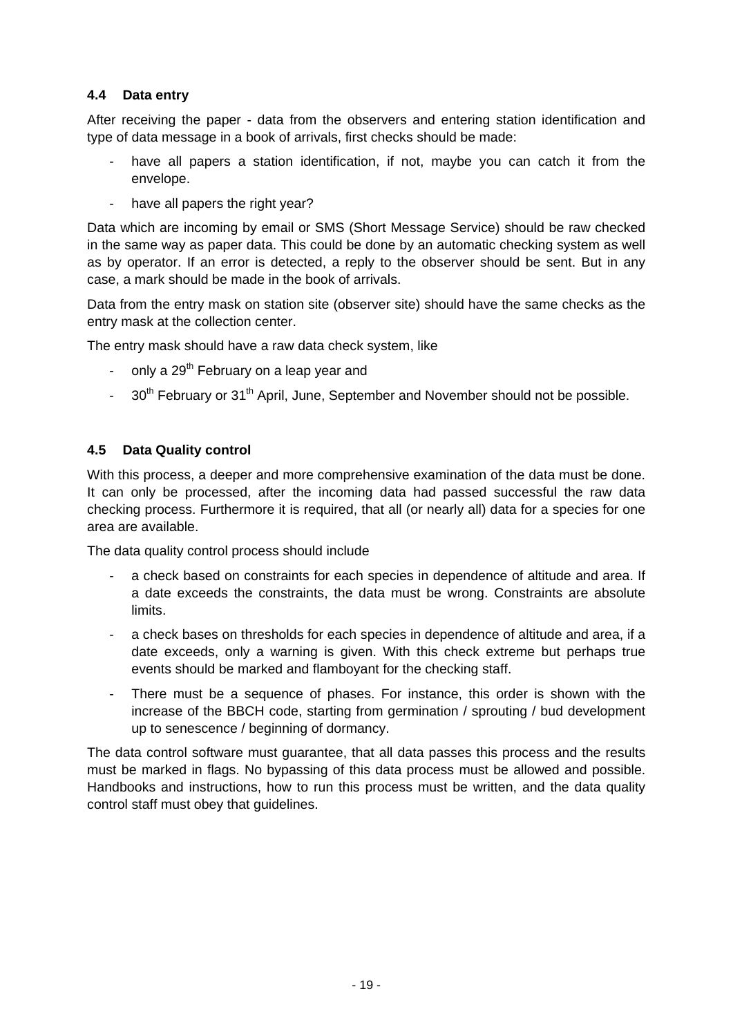### 4.4 Data entry

After receiving the paper - data from the observers and entering station identification and type of data message in a book of arrivals, first checks should be made:

- have all papers a station identification, if not, maybe you can catch it from the envelope.
- have all papers the right year?

Data which are incoming by email or SMS (Short Message Service) should be raw checked in the same way as paper data. This could be done by an automatic checking system as well as by operator. If an error is detected, a reply to the observer should be sent. But in any case, a mark should be made in the book of arrivals.

Data from the entry mask on station site (observer site) should have the same checks as the entry mask at the collection center.

The entry mask should have a raw data check system, like

- only a 29th February on a leap year and
- 30th February or 31th April, June, September and November should not be possible.

### 4.5 Data Quality control

With this process, a deeper and more comprehensive examination of the data must be done. It can only be processed, after the incoming data had passed successful the raw data checking process. Furthermore it is required, that all (or nearly all) data for a species for one area are available.

The data quality control process should include

- a check based on constraints for each species in dependence of altitude and area. If a date exceeds the constraints, the data must be wrong. Constraints are absolute limits.
- a check bases on thresholds for each species in dependence of altitude and area, if a date exceeds, only a warning is given. With this check extreme but perhaps true events should be marked and flamboyant for the checking staff.
- There must be a sequence of phases. For instance, this order is shown with the increase of the BBCH code, starting from germination / sprouting / bud development up to senescence / beginning of dormancy.

The data control software must guarantee, that all data passes this process and the results must be marked in flags. No bypassing of this data process must be allowed and possible. Handbooks and instructions, how to run this process must be written, and the data quality control staff must obey that guidelines.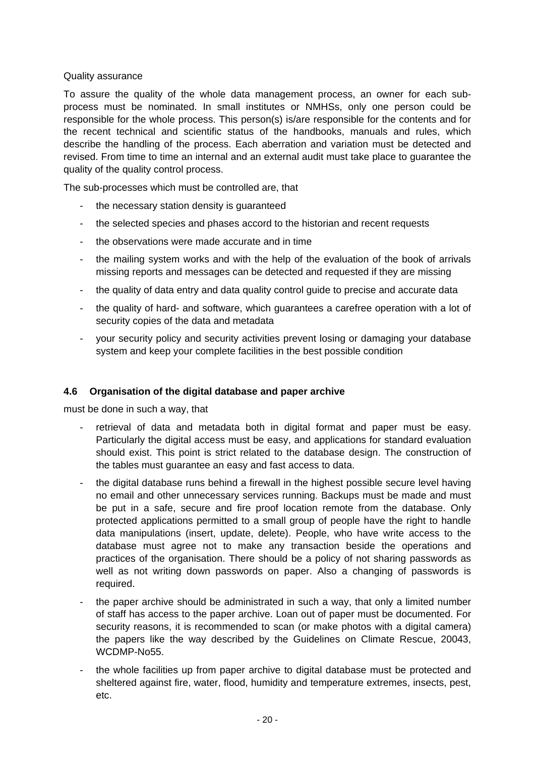Quality assurance

To assure the quality of the whole data management process, an owner for each sub-process must be nominated. In small institutes or NMHSs, only one person could be responsible for the whole process. This person(s) is/are responsible for the contents and for the recent technical and scientific status of the handbooks, manuals and rules, which describe the handling of the process. Each aberration and variation must be detected and revised. From time to time an internal and an external audit must take place to guarantee the quality of the quality control process.

The sub-processes which must be controlled are, that

- the necessary station density is guaranteed
- the selected species and phases accord to the historian and recent requests
- the observations were made accurate and in time
- the mailing system works and with the help of the evaluation of the book of arrivals missing reports and messages can be detected and requested if they are missing
- the quality of data entry and data quality control guide to precise and accurate data
- the quality of hard- and software, which guarantees a carefree operation with a lot of security copies of the data and metadata
- your security policy and security activities prevent losing or damaging your database system and keep your complete facilities in the best possible condition

### 4.6 Organisation of the digital database and paper archive

must be done in such a way, that

- retrieval of data and metadata both in digital format and paper must be easy. Particularly the digital access must be easy, and applications for standard evaluation should exist. This point is strict related to the database design. The construction of the tables must guarantee an easy and fast access to data.
- the digital database runs behind a firewall in the highest possible secure level having no email and other unnecessary services running. Backups must be made and must be put in a safe, secure and fire proof location remote from the database. Only protected applications permitted to a small group of people have the right to handle data manipulations (insert, update, delete). People, who have write access to the database must agree not to make any transaction beside the operations and practices of the organisation. There should be a policy of not sharing passwords as well as not writing down passwords on paper. Also a changing of passwords is required.
- the paper archive should be administrated in such a way, that only a limited number of staff has access to the paper archive. Loan out of paper must be documented. For security reasons, it is recommended to scan (or make photos with a digital camera) the papers like the way described by the Guidelines on Climate Rescue, 20043, WCDMP-No55.
- the whole facilities up from paper archive to digital database must be protected and sheltered against fire, water, flood, humidity and temperature extremes, insects, pest, etc.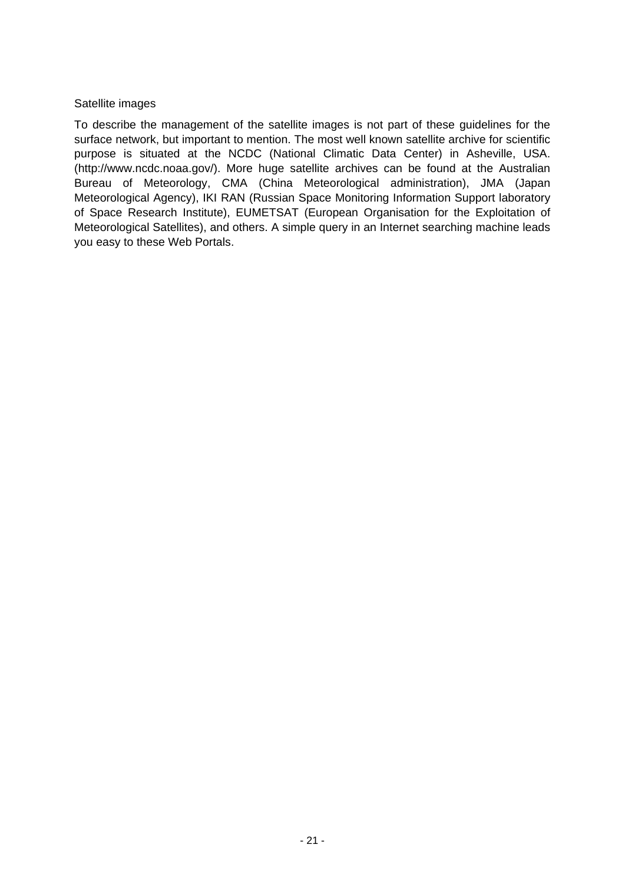Satellite images

To describe the management of the satellite images is not part of these guidelines for the surface network, but important to mention. The most well known satellite archive for scientific purpose is situated at the NCDC (National Climatic Data Center) in Asheville, USA. (http://www.ncdc.noaa.gov/). More huge satellite archives can be found at the Australian Bureau of Meteorology, CMA (China Meteorological administration), JMA (Japan Meteorological Agency), IKI RAN (Russian Space Monitoring Information Support laboratory of Space Research Institute), EUMETSAT (European Organisation for the Exploitation of Meteorological Satellites), and others. A simple query in an Internet searching machine leads you easy to these Web Portals.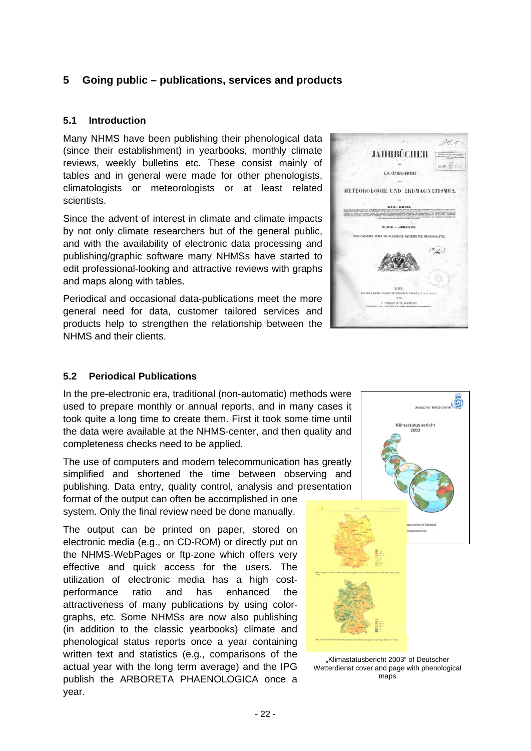# 5 Going public – publications, services and products

## 5.1 Introduction

Many NHMS have been publishing their phenological data (since their establishment) in yearbooks, monthly climate reviews, weekly bulletins etc. These consist mainly of tables and in general were made for other phenologists, climatologists or meteorologists or at least related scientists.

Since the advent of interest in climate and climate impacts by not only climate researchers but of the general public, and with the availability of electronic data processing and publishing/graphic software many NHMSs have started to edit professional-looking and attractive reviews with graphs and maps along with tables.

Periodical and occasional data-publications meet the more general need for data, customer tailored services and products help to strengthen the relationship between the NHMS and their clients.

## 5.2 Periodical Publications

In the pre-electronic era, traditional (non-automatic) methods were used to prepare monthly or annual reports, and in many cases it took quite a long time to create them. First it took some time until the data were available at the NHMS-center, and then quality and completeness checks need to be applied.

The use of computers and modern telecommunication has greatly simplified and shortened the time between observing and publishing. Data entry, quality control, analysis and presentation format of the output can often be accomplished in one system. Only the final review need be done manually.

The output can be printed on paper, stored on electronic media (e.g., on CD-ROM) or directly put on the NHMS-WebPages or ftp-zone which offers very effective and quick access for the users. The utilization of electronic media has a high cost-performance ratio and has enhanced the attractiveness of many publications by using color-graphs, etc. Some NHMSs are now also publishing (in addition to the classic yearbooks) climate and phenological status reports once a year containing written text and statistics (e.g., comparisons of the actual year with the long term average) and the IPG publish the ARBORETA PHAENOLOGICA once a year.

„Klimastatusbericht 2003“ of Deutscher Wetterdienst cover and page with phenological maps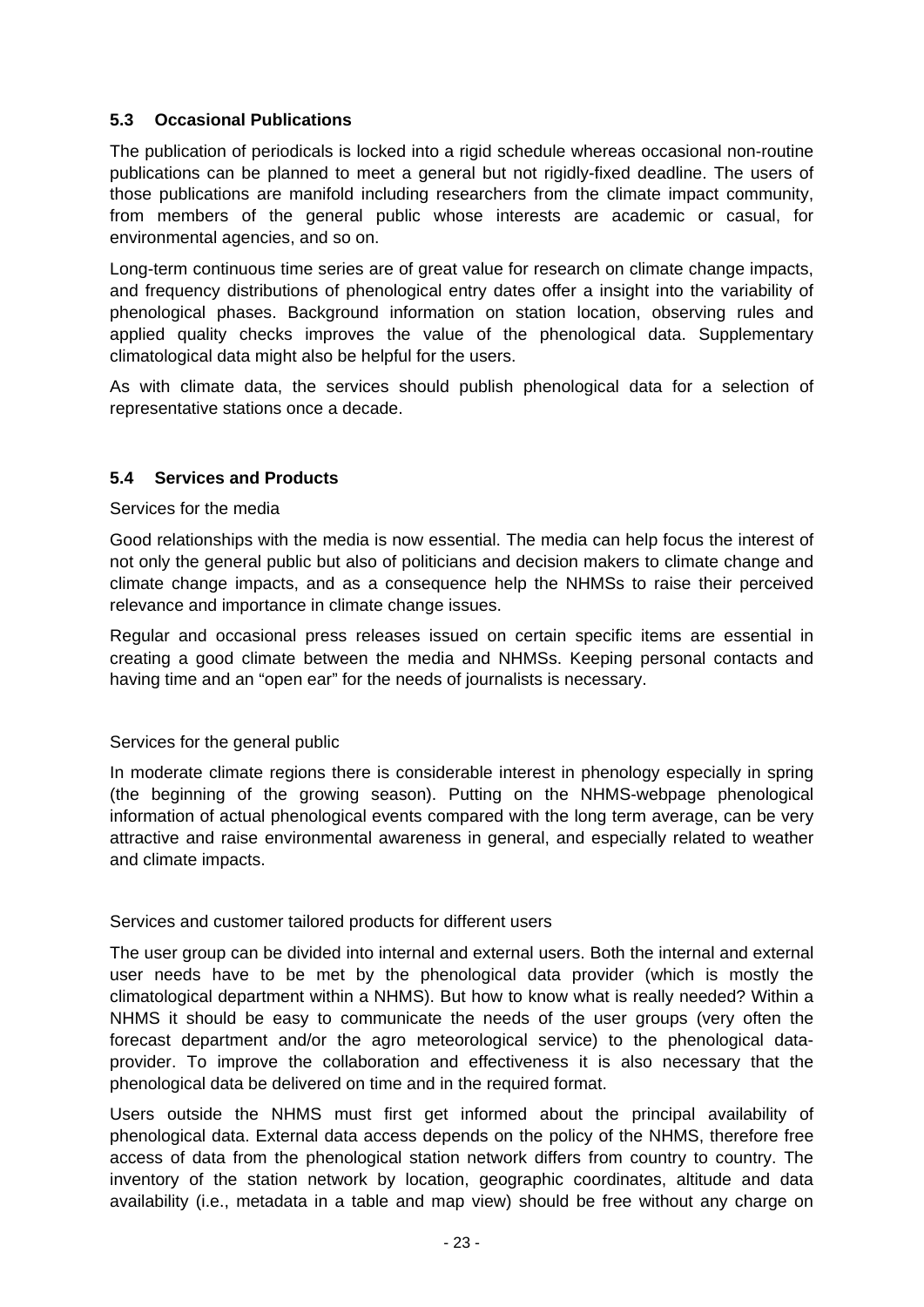## 5.3 Occasional Publications

The publication of periodicals is locked into a rigid schedule whereas occasional non-routine publications can be planned to meet a general but not rigidly-fixed deadline. The users of those publications are manifold including researchers from the climate impact community, from members of the general public whose interests are academic or casual, for environmental agencies, and so on.

Long-term continuous time series are of great value for research on climate change impacts, and frequency distributions of phenological entry dates offer a insight into the variability of phenological phases. Background information on station location, observing rules and applied quality checks improves the value of the phenological data. Supplementary climatological data might also be helpful for the users.

As with climate data, the services should publish phenological data for a selection of representative stations once a decade.

## 5.4 Services and Products

Services for the media

Good relationships with the media is now essential. The media can help focus the interest of not only the general public but also of politicians and decision makers to climate change and climate change impacts, and as a consequence help the NHMSs to raise their perceived relevance and importance in climate change issues.

Regular and occasional press releases issued on certain specific items are essential in creating a good climate between the media and NHMSs. Keeping personal contacts and having time and an "open ear" for the needs of journalists is necessary.

Services for the general public

In moderate climate regions there is considerable interest in phenology especially in spring (the beginning of the growing season). Putting on the NHMS-webpage phenological information of actual phenological events compared with the long term average, can be very attractive and raise environmental awareness in general, and especially related to weather and climate impacts.

Services and customer tailored products for different users

The user group can be divided into internal and external users. Both the internal and external user needs have to be met by the phenological data provider (which is mostly the climatological department within a NHMS). But how to know what is really needed? Within a NHMS it should be easy to communicate the needs of the user groups (very often the forecast department and/or the agro meteorological service) to the phenological data-provider. To improve the collaboration and effectiveness it is also necessary that the phenological data be delivered on time and in the required format.

Users outside the NHMS must first get informed about the principal availability of phenological data. External data access depends on the policy of the NHMS, therefore free access of data from the phenological station network differs from country to country. The inventory of the station network by location, geographic coordinates, altitude and data availability (i.e., metadata in a table and map view) should be free without any charge on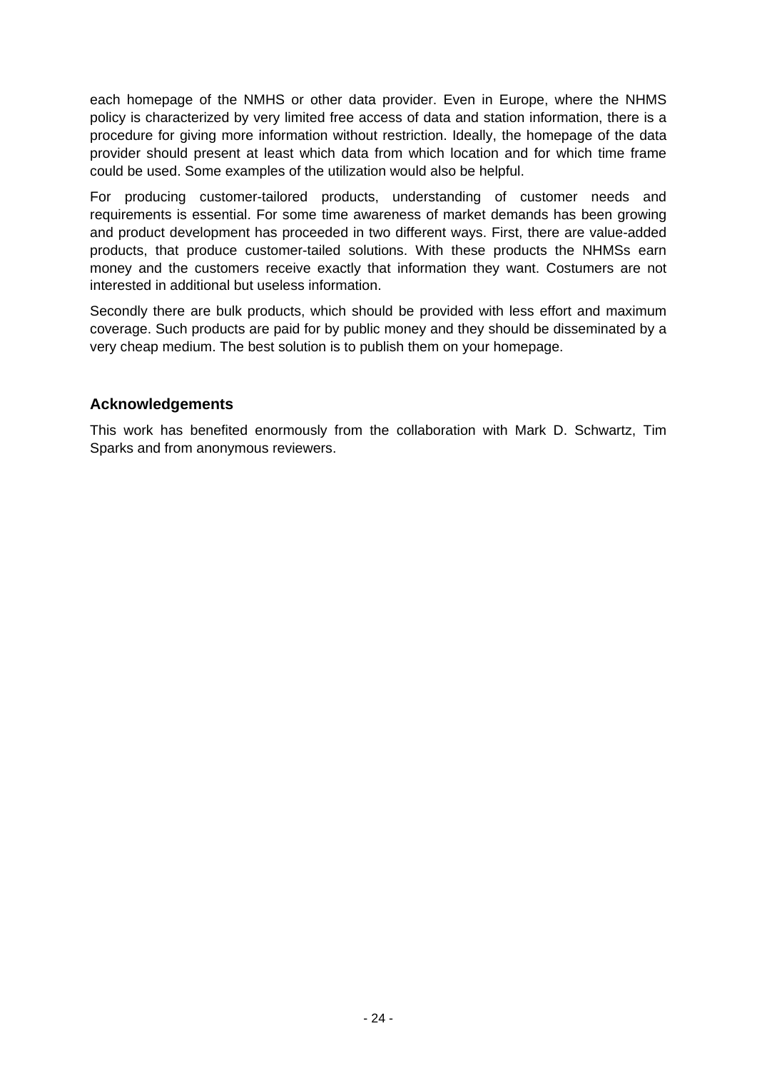each homepage of the NMHS or other data provider. Even in Europe, where the NHMS policy is characterized by very limited free access of data and station information, there is a procedure for giving more information without restriction. Ideally, the homepage of the data provider should present at least which data from which location and for which time frame could be used. Some examples of the utilization would also be helpful.

For producing customer-tailored products, understanding of customer needs and requirements is essential. For some time awareness of market demands has been growing and product development has proceeded in two different ways. First, there are value-added products, that produce customer-tailed solutions. With these products the NHMSs earn money and the customers receive exactly that information they want. Costumers are not interested in additional but useless information.

Secondly there are bulk products, which should be provided with less effort and maximum coverage. Such products are paid for by public money and they should be disseminated by a very cheap medium. The best solution is to publish them on your homepage.

## Acknowledgements

This work has benefited enormously from the collaboration with Mark D. Schwartz, Tim Sparks and from anonymous reviewers.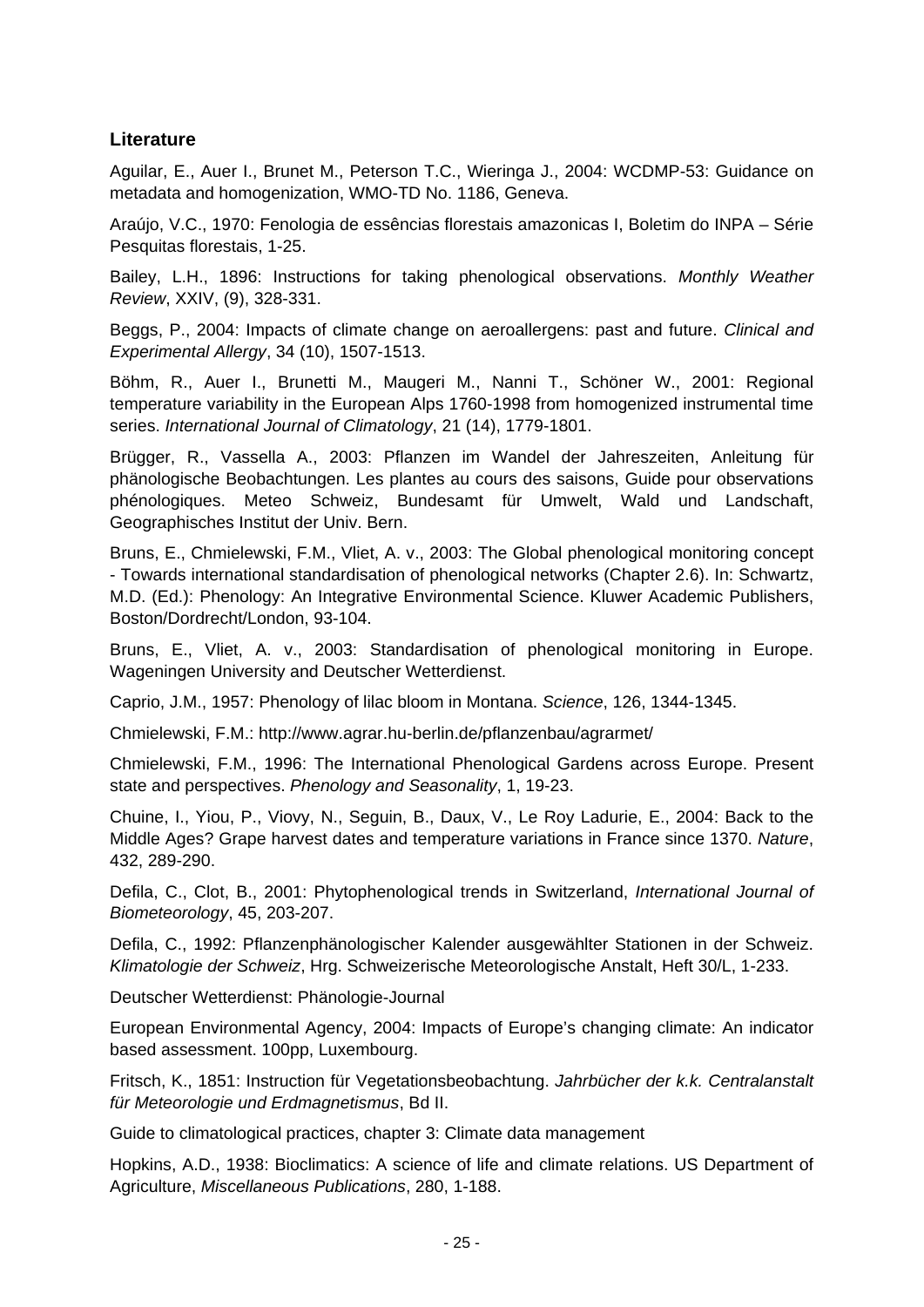## Literature

Aguilar, E., Auer I., Brunet M., Peterson T.C., Wieringa J., 2004: WCDMP-53: Guidance on metadata and homogenization, WMO-TD No. 1186, Geneva.

Araújo, V.C., 1970: Fenologia de essências florestais amazonicas I, Boletim do INPA – Série Pesquitas florestais, 1-25.

Bailey, L.H., 1896: Instructions for taking phenological observations. *Monthly Weather Review*, XXIV, (9), 328-331.

Beggs, P., 2004: Impacts of climate change on aeroallergens: past and future. *Clinical and Experimental Allergy*, 34 (10), 1507-1513.

Böhm, R., Auer I., Brunetti M., Maugeri M., Nanni T., Schöner W., 2001: Regional temperature variability in the European Alps 1760-1998 from homogenized instrumental time series. *International Journal of Climatology*, 21 (14), 1779-1801.

Brügger, R., Vassella A., 2003: Pflanzen im Wandel der Jahreszeiten, Anleitung für phänologische Beobachtungen. Les plantes au cours des saisons, Guide pour observations phénologiques. Meteo Schweiz, Bundesamt für Umwelt, Wald und Landschaft, Geographisches Institut der Univ. Bern.

Bruns, E., Chmielewski, F.M., Vliet, A. v., 2003: The Global phenological monitoring concept - Towards international standardisation of phenological networks (Chapter 2.6). In: Schwartz, M.D. (Ed.): Phenology: An Integrative Environmental Science. Kluwer Academic Publishers, Boston/Dordrecht/London, 93-104.

Bruns, E., Vliet, A. v., 2003: Standardisation of phenological monitoring in Europe. Wageningen University and Deutscher Wetterdienst.

Caprio, J.M., 1957: Phenology of lilac bloom in Montana. *Science*, 126, 1344-1345.

Chmielewski, F.M.: http://www.agrar.hu-berlin.de/pflanzenbau/agrarmet/

Chmielewski, F.M., 1996: The International Phenological Gardens across Europe. Present state and perspectives. *Phenology and Seasonality*, 1, 19-23.

Chuine, I., Yiou, P., Viovy, N., Seguin, B., Daux, V., Le Roy Ladurie, E., 2004: Back to the Middle Ages? Grape harvest dates and temperature variations in France since 1370. *Nature*, 432, 289-290.

Defila, C., Clot, B., 2001: Phytophenological trends in Switzerland, *International Journal of Biometeorology*, 45, 203-207.

Defila, C., 1992: Pflanzenphänologischer Kalender ausgewählter Stationen in der Schweiz. *Klimatologie der Schweiz*, Hrg. Schweizerische Meteorologische Anstalt, Heft 30/L, 1-233.

Deutscher Wetterdienst: Phänologie-Journal

European Environmental Agency, 2004: Impacts of Europe's changing climate: An indicator based assessment. 100pp, Luxembourg.

Fritsch, K., 1851: Instruction für Vegetationsbeobachtung. *Jahrbücher der k.k. Centralanstalt für Meteorologie und Erdmagnetismus*, Bd II.

Guide to climatological practices, chapter 3: Climate data management

Hopkins, A.D., 1938: Bioclimatics: A science of life and climate relations. US Department of Agriculture, *Miscellaneous Publications*, 280, 1-188.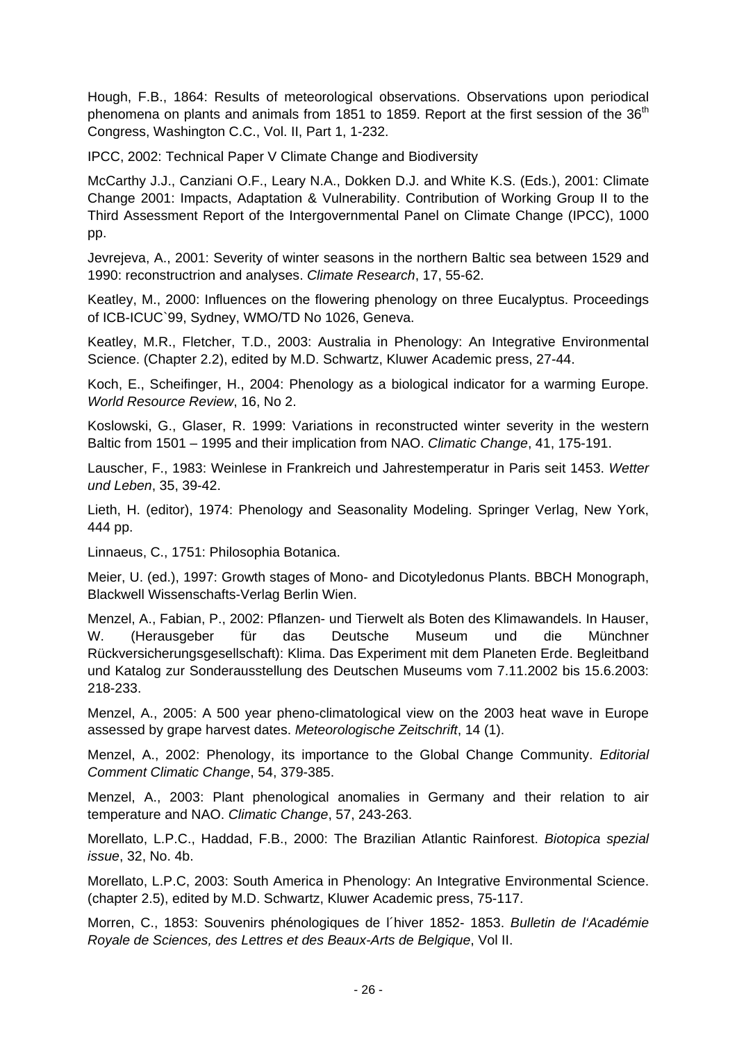Hough, F.B., 1864: Results of meteorological observations. Observations upon periodical phenomena on plants and animals from 1851 to 1859. Report at the first session of the 36th Congress, Washington C.C., Vol. II, Part 1, 1-232.

IPCC, 2002: Technical Paper V Climate Change and Biodiversity

McCarthy J.J., Canziani O.F., Leary N.A., Dokken D.J. and White K.S. (Eds.), 2001: Climate Change 2001: Impacts, Adaptation & Vulnerability. Contribution of Working Group II to the Third Assessment Report of the Intergovernmental Panel on Climate Change (IPCC), 1000 pp.

Jevrejeva, A., 2001: Severity of winter seasons in the northern Baltic sea between 1529 and 1990: reconstructrion and analyses. *Climate Research*, 17, 55-62.

Keatley, M., 2000: Influences on the flowering phenology on three Eucalyptus. Proceedings of ICB-ICUC`99, Sydney, WMO/TD No 1026, Geneva.

Keatley, M.R., Fletcher, T.D., 2003: Australia in Phenology: An Integrative Environmental Science. (Chapter 2.2), edited by M.D. Schwartz, Kluwer Academic press, 27-44.

Koch, E., Scheifinger, H., 2004: Phenology as a biological indicator for a warming Europe. *World Resource Review*, 16, No 2.

Koslowski, G., Glaser, R. 1999: Variations in reconstructed winter severity in the western Baltic from 1501 – 1995 and their implication from NAO. *Climatic Change*, 41, 175-191.

Lauscher, F., 1983: Weinlese in Frankreich und Jahrestemperatur in Paris seit 1453. *Wetter und Leben*, 35, 39-42.

Lieth, H. (editor), 1974: Phenology and Seasonality Modeling. Springer Verlag, New York, 444 pp.

Linnaeus, C., 1751: Philosophia Botanica.

Meier, U. (ed.), 1997: Growth stages of Mono- and Dicotyledonus Plants. BBCH Monograph, Blackwell Wissenschafts-Verlag Berlin Wien.

Menzel, A., Fabian, P., 2002: Pflanzen- und Tierwelt als Boten des Klimawandels. In Hauser, W. (Herausgeber für das Deutsche Museum und die Münchner Rückversicherungsgesellschaft): Klima. Das Experiment mit dem Planeten Erde. Begleitband und Katalog zur Sonderausstellung des Deutschen Museums vom 7.11.2002 bis 15.6.2003: 218-233.

Menzel, A., 2005: A 500 year pheno-climatological view on the 2003 heat wave in Europe assessed by grape harvest dates. *Meteorologische Zeitschrift*, 14 (1).

Menzel, A., 2002: Phenology, its importance to the Global Change Community. *Editorial Comment Climatic Change*, 54, 379-385.

Menzel, A., 2003: Plant phenological anomalies in Germany and their relation to air temperature and NAO. *Climatic Change*, 57, 243-263.

Morellato, L.P.C., Haddad, F.B., 2000: The Brazilian Atlantic Rainforest. *Biotopica spezial issue*, 32, No. 4b.

Morellato, L.P.C, 2003: South America in Phenology: An Integrative Environmental Science. (chapter 2.5), edited by M.D. Schwartz, Kluwer Academic press, 75-117.

Morren, C., 1853: Souvenirs phénologiques de l´hiver 1852- 1853. *Bulletin de l'Académie Royale de Sciences, des Lettres et des Beaux-Arts de Belgique*, Vol II.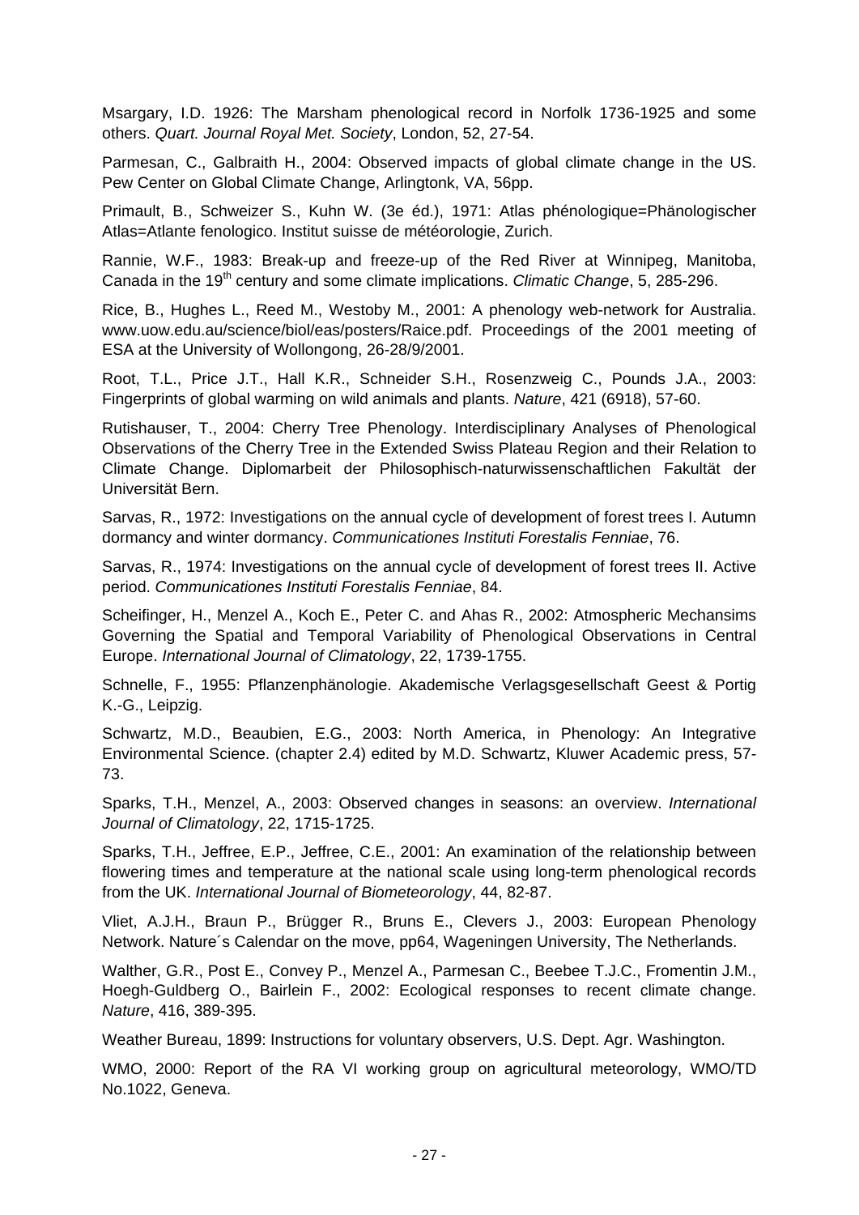Msargary, I.D. 1926: The Marsham phenological record in Norfolk 1736-1925 and some others. *Quart. Journal Royal Met. Society*, London, 52, 27-54.

Parmesan, C., Galbraith H., 2004: Observed impacts of global climate change in the US. Pew Center on Global Climate Change, Arlingtonk, VA, 56pp.

Primault, B., Schweizer S., Kuhn W. (3e éd.), 1971: Atlas phénologique=Phänologischer Atlas=Atlante fenologico. Institut suisse de météorologie, Zurich.

Rannie, W.F., 1983: Break-up and freeze-up of the Red River at Winnipeg, Manitoba, Canada in the 19th century and some climate implications. *Climatic Change*, 5, 285-296.

Rice, B., Hughes L., Reed M., Westoby M., 2001: A phenology web-network for Australia. www.uow.edu.au/science/biol/eas/posters/Raice.pdf. Proceedings of the 2001 meeting of ESA at the University of Wollongong, 26-28/9/2001.

Root, T.L., Price J.T., Hall K.R., Schneider S.H., Rosenzweig C., Pounds J.A., 2003: Fingerprints of global warming on wild animals and plants. *Nature*, 421 (6918), 57-60.

Rutishauser, T., 2004: Cherry Tree Phenology. Interdisciplinary Analyses of Phenological Observations of the Cherry Tree in the Extended Swiss Plateau Region and their Relation to Climate Change. Diplomarbeit der Philosophisch-naturwissenschaftlichen Fakultät der Universität Bern.

Sarvas, R., 1972: Investigations on the annual cycle of development of forest trees I. Autumn dormancy and winter dormancy. *Communicationes Instituti Forestalis Fenniae*, 76.

Sarvas, R., 1974: Investigations on the annual cycle of development of forest trees II. Active period. *Communicationes Instituti Forestalis Fenniae*, 84.

Scheifinger, H., Menzel A., Koch E., Peter C. and Ahas R., 2002: Atmospheric Mechansims Governing the Spatial and Temporal Variability of Phenological Observations in Central Europe. *International Journal of Climatology*, 22, 1739-1755.

Schnelle, F., 1955: Pflanzenphänologie. Akademische Verlagsgesellschaft Geest & Portig K.-G., Leipzig.

Schwartz, M.D., Beaubien, E.G., 2003: North America, in Phenology: An Integrative Environmental Science. (chapter 2.4) edited by M.D. Schwartz, Kluwer Academic press, 57-73.

Sparks, T.H., Menzel, A., 2003: Observed changes in seasons: an overview. *International Journal of Climatology*, 22, 1715-1725.

Sparks, T.H., Jeffree, E.P., Jeffree, C.E., 2001: An examination of the relationship between flowering times and temperature at the national scale using long-term phenological records from the UK. *International Journal of Biometeorology*, 44, 82-87.

Vliet, A.J.H., Braun P., Brügger R., Bruns E., Clevers J., 2003: European Phenology Network. Nature´s Calendar on the move, pp64, Wageningen University, The Netherlands.

Walther, G.R., Post E., Convey P., Menzel A., Parmesan C., Beebee T.J.C., Fromentin J.M., Hoegh-Guldberg O., Bairlein F., 2002: Ecological responses to recent climate change. *Nature*, 416, 389-395.

Weather Bureau, 1899: Instructions for voluntary observers, U.S. Dept. Agr. Washington.

WMO, 2000: Report of the RA VI working group on agricultural meteorology, WMO/TD No.1022, Geneva.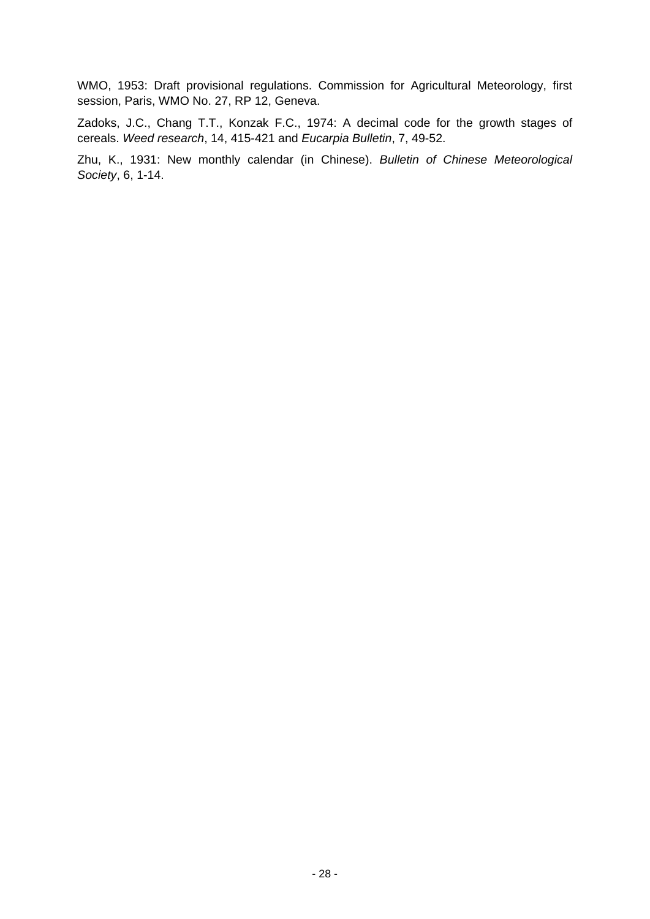WMO, 1953: Draft provisional regulations. Commission for Agricultural Meteorology, first session, Paris, WMO No. 27, RP 12, Geneva.

Zadoks, J.C., Chang T.T., Konzak F.C., 1974: A decimal code for the growth stages of cereals. *Weed research*, 14, 415-421 and *Eucarpia Bulletin*, 7, 49-52.

Zhu, K., 1931: New monthly calendar (in Chinese). *Bulletin of Chinese Meteorological Society*, 6, 1-14.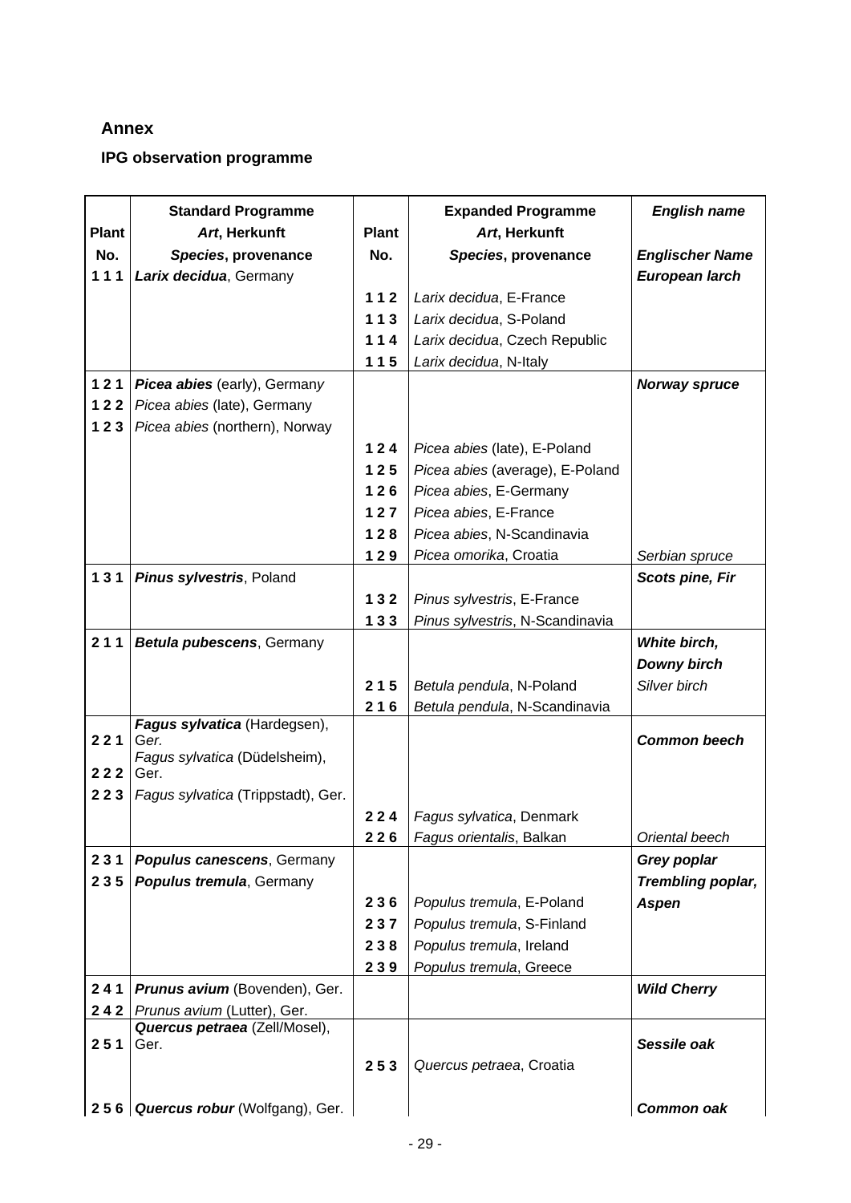## Annex

### IPG observation programme

| Plant No. | Standard Programme *Art*, Herkunft ***Species*, provenance** | Plant No. | Expanded Programme *Art*, Herkunft ***Species*, provenance** | ***English name*** ***Englischer Name*** |
|---|---|---|---|---|
| **1 1 1** | ***Larix decidua***, Germany | | | ***European larch*** |
| | | **1 1 2** | *Larix decidua*, E-France | |
| | | **1 1 3** | *Larix decidua*, S-Poland | |
| | | **1 1 4** | *Larix decidua*, Czech Republic | |
| | | **1 1 5** | *Larix decidua*, N-Italy | |
| **1 2 1** | ***Picea abies*** (early), Germany | | | ***Norway spruce*** |
| **1 2 2** | *Picea abies* (late), Germany | | | |
| **1 2 3** | *Picea abies* (northern), Norway | | | |
| | | **1 2 4** | *Picea abies* (late), E-Poland | |
| | | **1 2 5** | *Picea abies* (average), E-Poland | |
| | | **1 2 6** | *Picea abies*, E-Germany | |
| | | **1 2 7** | *Picea abies*, E-France | |
| | | **1 2 8** | *Picea abies*, N-Scandinavia | |
| | | **1 2 9** | *Picea omorika*, Croatia | *Serbian spruce* |
| **1 3 1** | ***Pinus sylvestris***, Poland | | | ***Scots pine, Fir*** |
| | | **1 3 2** | *Pinus sylvestris*, E-France | |
| | | **1 3 3** | *Pinus sylvestris*, N-Scandinavia | |
| **2 1 1** | ***Betula pubescens***, Germany | | | ***White birch, Downy birch*** |
| | | **2 1 5** | *Betula pendula*, N-Poland | *Silver birch* |
| | | **2 1 6** | *Betula pendula*, N-Scandinavia | |
| **2 2 1** | ***Fagus sylvatica*** (Hardegsen), Ger. | | | ***Common beech*** |
| **2 2 2** | *Fagus sylvatica* (Düdelsheim), Ger. | | | |
| **2 2 3** | *Fagus sylvatica* (Trippstadt), Ger. | | | |
| | | **2 2 4** | *Fagus sylvatica*, Denmark | |
| | | **2 2 6** | *Fagus orientalis*, Balkan | *Oriental beech* |
| **2 3 1** | ***Populus canescens***, Germany | | | ***Grey poplar*** |
| **2 3 5** | ***Populus tremula***, Germany | | | ***Trembling poplar, Aspen*** |
| | | **2 3 6** | *Populus tremula*, E-Poland | |
| | | **2 3 7** | *Populus tremula*, S-Finland | |
| | | **2 3 8** | *Populus tremula*, Ireland | |
| | | **2 3 9** | *Populus tremula*, Greece | |
| **2 4 1** | ***Prunus avium*** (Bovenden), Ger. | | | ***Wild Cherry*** |
| **2 4 2** | *Prunus avium* (Lutter), Ger. | | | |
| **2 5 1** | ***Quercus petraea*** (Zell/Mosel), Ger. | | | ***Sessile oak*** |
| | | **2 5 3** | *Quercus petraea*, Croatia | |
| **2 5 6** | ***Quercus robur*** (Wolfgang), Ger. | | | ***Common oak*** |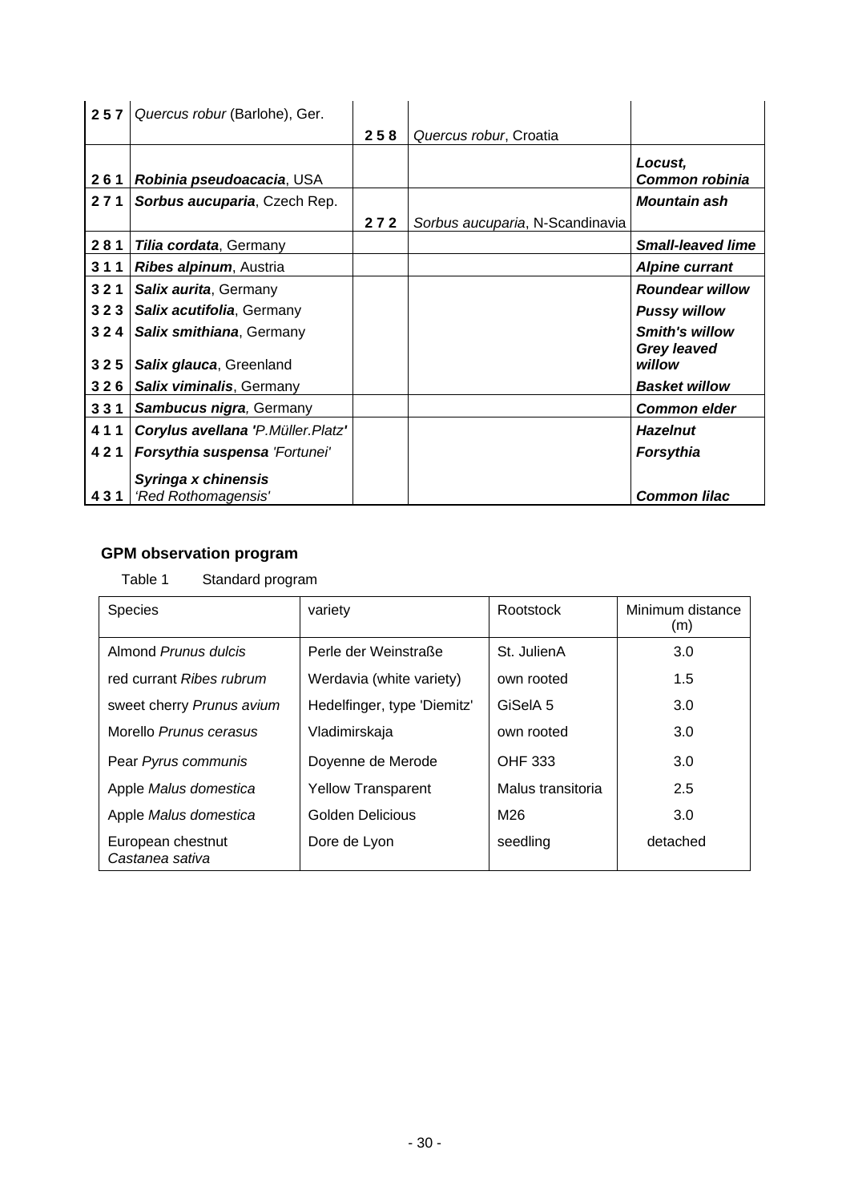| | | | | |
|---|---|---|---|---|
| **2 5 7** | *Quercus robur* (Barlohe), Ger. | **2 5 8** | *Quercus robur*, Croatia | |
| **2 6 1** | ***Robinia pseudoacacia***, USA | | | ***Locust, Common robinia*** |
| **2 7 1** | ***Sorbus aucuparia***, Czech Rep. | **2 7 2** | *Sorbus aucuparia*, N-Scandinavia | ***Mountain ash*** |
| **2 8 1** | ***Tilia cordata***, Germany | | | ***Small-leaved lime*** |
| **3 1 1** | ***Ribes alpinum***, Austria | | | ***Alpine currant*** |
| **3 2 1** | ***Salix aurita***, Germany | | | ***Roundear willow*** |
| **3 2 3** | ***Salix acutifolia***, Germany | | | ***Pussy willow*** |
| **3 2 4** | ***Salix smithiana***, Germany | | | ***Smith's willow*** |
| **3 2 5** | ***Salix glauca***, Greenland | | | ***Grey leaved willow*** |
| **3 2 6** | ***Salix viminalis***, Germany | | | ***Basket willow*** |
| **3 3 1** | ***Sambucus nigra***, Germany | | | ***Common elder*** |
| **4 1 1** | ***Corylus avellana 'P.Müller.Platz'*** | | | ***Hazelnut*** |
| **4 2 1** | ***Forsythia suspensa*** *'Fortunei'* | | | ***Forsythia*** |
| **4 3 1** | ***Syringa x chinensis*** *'Red Rothomagensis'* | | | ***Common lilac*** |

## GPM observation program

Table 1 Standard program

| Species | variety | Rootstock | Minimum distance (m) |
|---|---|---|---|
| Almond *Prunus dulcis* | Perle der Weinstraße | St. JulienA | 3.0 |
| red currant *Ribes rubrum* | Werdavia (white variety) | own rooted | 1.5 |
| sweet cherry *Prunus avium* | Hedelfinger, type 'Diemitz' | GiSelA 5 | 3.0 |
| Morello *Prunus cerasus* | Vladimirskaja | own rooted | 3.0 |
| Pear *Pyrus communis* | Doyenne de Merode | OHF 333 | 3.0 |
| Apple *Malus domestica* | Yellow Transparent | Malus transitoria | 2.5 |
| Apple *Malus domestica* | Golden Delicious | M26 | 3.0 |
| European chestnut *Castanea sativa* | Dore de Lyon | seedling | detached |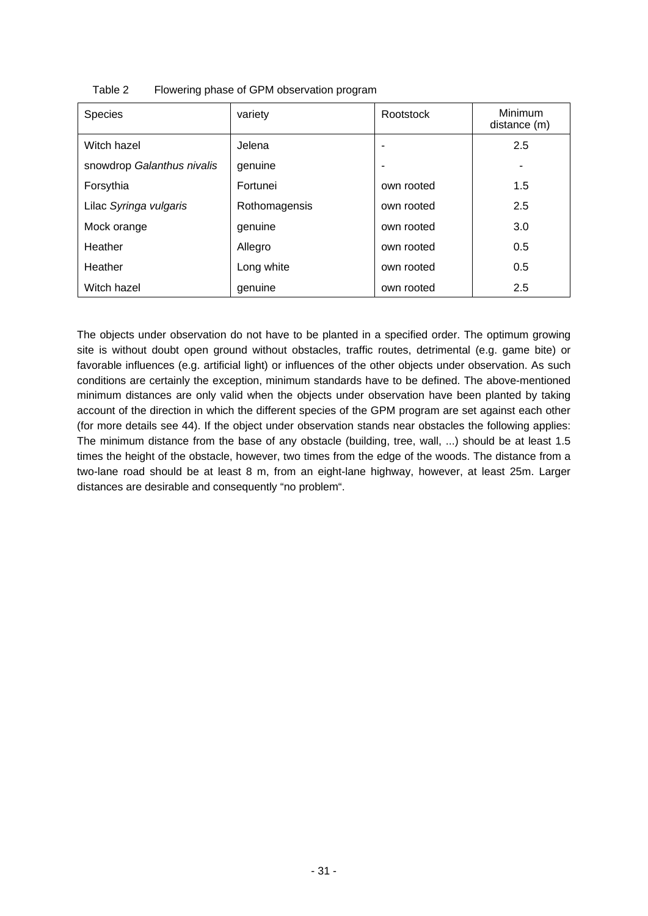Table 2 Flowering phase of GPM observation program

| Species | variety | Rootstock | Minimum distance (m) |
|---|---|---|---|
| Witch hazel | Jelena | - | 2.5 |
| snowdrop *Galanthus nivalis* | genuine | - | - |
| Forsythia | Fortunei | own rooted | 1.5 |
| Lilac *Syringa vulgaris* | Rothomagensis | own rooted | 2.5 |
| Mock orange | genuine | own rooted | 3.0 |
| Heather | Allegro | own rooted | 0.5 |
| Heather | Long white | own rooted | 0.5 |
| Witch hazel | genuine | own rooted | 2.5 |

The objects under observation do not have to be planted in a specified order. The optimum growing site is without doubt open ground without obstacles, traffic routes, detrimental (e.g. game bite) or favorable influences (e.g. artificial light) or influences of the other objects under observation. As such conditions are certainly the exception, minimum standards have to be defined. The above-mentioned minimum distances are only valid when the objects under observation have been planted by taking account of the direction in which the different species of the GPM program are set against each other (for more details see 44). If the object under observation stands near obstacles the following applies: The minimum distance from the base of any obstacle (building, tree, wall, ...) should be at least 1.5 times the height of the obstacle, however, two times from the edge of the woods. The distance from a two-lane road should be at least 8 m, from an eight-lane highway, however, at least 25m. Larger distances are desirable and consequently "no problem".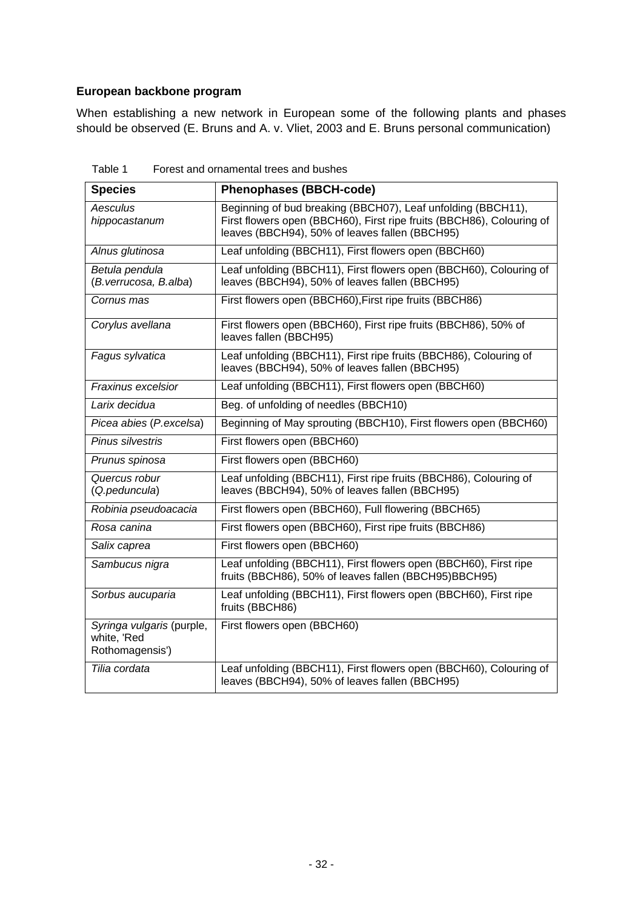**European backbone program**

When establishing a new network in European some of the following plants and phases should be observed (E. Bruns and A. v. Vliet, 2003 and E. Bruns personal communication)

Table 1 Forest and ornamental trees and bushes

| Species | Phenophases (BBCH-code) |
|---|---|
| *Aesculus hippocastanum* | Beginning of bud breaking (BBCH07), Leaf unfolding (BBCH11), First flowers open (BBCH60), First ripe fruits (BBCH86), Colouring of leaves (BBCH94), 50% of leaves fallen (BBCH95) |
| *Alnus glutinosa* | Leaf unfolding (BBCH11), First flowers open (BBCH60) |
| *Betula pendula* (*B.verrucosa, B.alba*) | Leaf unfolding (BBCH11), First flowers open (BBCH60), Colouring of leaves (BBCH94), 50% of leaves fallen (BBCH95) |
| *Cornus mas* | First flowers open (BBCH60),First ripe fruits (BBCH86) |
| *Corylus avellana* | First flowers open (BBCH60), First ripe fruits (BBCH86), 50% of leaves fallen (BBCH95) |
| *Fagus sylvatica* | Leaf unfolding (BBCH11), First ripe fruits (BBCH86), Colouring of leaves (BBCH94), 50% of leaves fallen (BBCH95) |
| *Fraxinus excelsior* | Leaf unfolding (BBCH11), First flowers open (BBCH60) |
| *Larix decidua* | Beg. of unfolding of needles (BBCH10) |
| *Picea abies* (*P.excelsa*) | Beginning of May sprouting (BBCH10), First flowers open (BBCH60) |
| *Pinus silvestris* | First flowers open (BBCH60) |
| *Prunus spinosa* | First flowers open (BBCH60) |
| *Quercus robur* (*Q.peduncula*) | Leaf unfolding (BBCH11), First ripe fruits (BBCH86), Colouring of leaves (BBCH94), 50% of leaves fallen (BBCH95) |
| *Robinia pseudoacacia* | First flowers open (BBCH60), Full flowering (BBCH65) |
| *Rosa canina* | First flowers open (BBCH60), First ripe fruits (BBCH86) |
| *Salix caprea* | First flowers open (BBCH60) |
| *Sambucus nigra* | Leaf unfolding (BBCH11), First flowers open (BBCH60), First ripe fruits (BBCH86), 50% of leaves fallen (BBCH95)BBCH95) |
| *Sorbus aucuparia* | Leaf unfolding (BBCH11), First flowers open (BBCH60), First ripe fruits (BBCH86) |
| *Syringa vulgaris* (purple, white, 'Red Rothomagensis') | First flowers open (BBCH60) |
| *Tilia cordata* | Leaf unfolding (BBCH11), First flowers open (BBCH60), Colouring of leaves (BBCH94), 50% of leaves fallen (BBCH95) |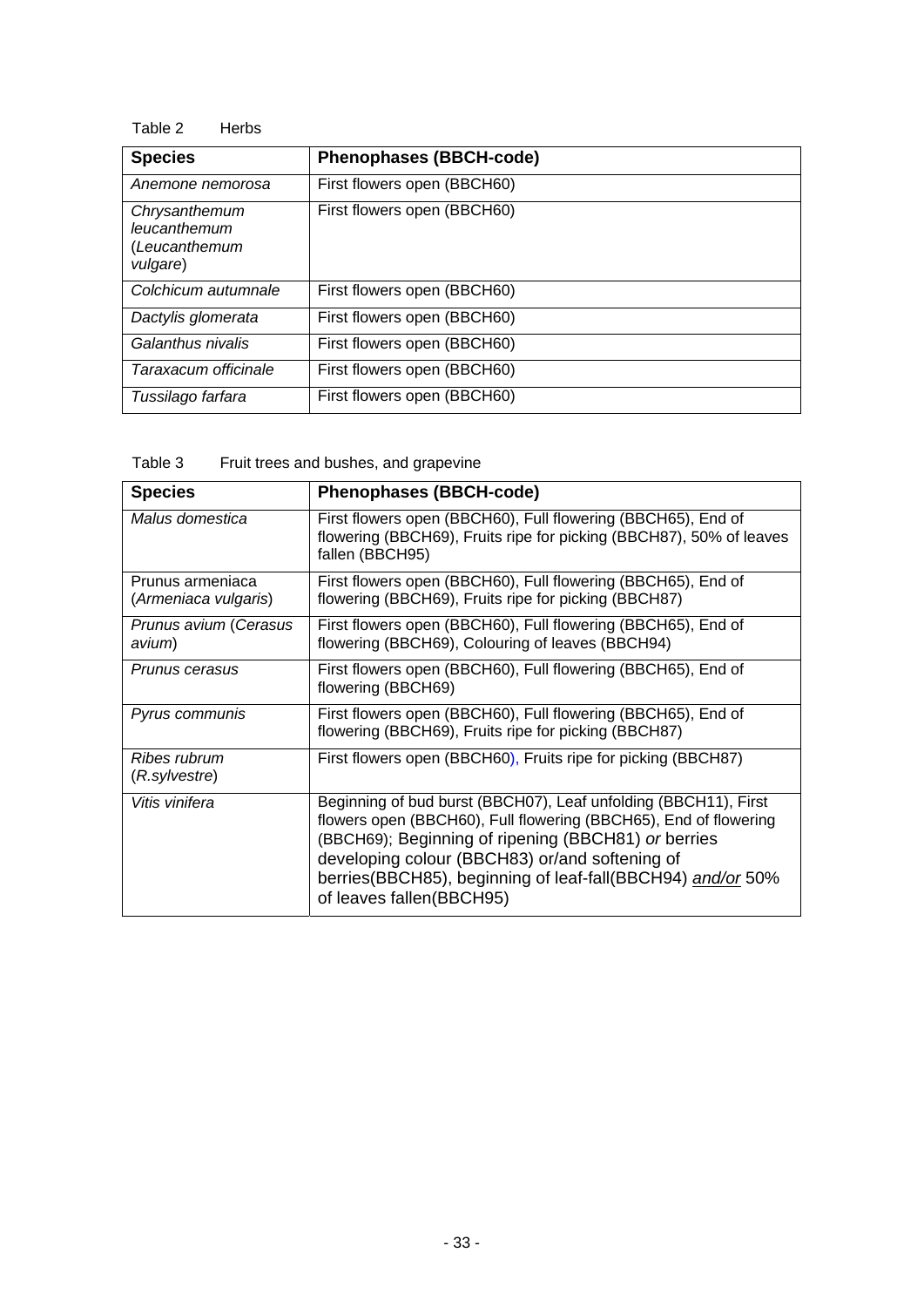Table 2 Herbs

| Species | Phenophases (BBCH-code) |
|---|---|
| *Anemone nemorosa* | First flowers open (BBCH60) |
| *Chrysanthemum leucanthemum* (*Leucanthemum vulgare*) | First flowers open (BBCH60) |
| *Colchicum autumnale* | First flowers open (BBCH60) |
| *Dactylis glomerata* | First flowers open (BBCH60) |
| *Galanthus nivalis* | First flowers open (BBCH60) |
| *Taraxacum officinale* | First flowers open (BBCH60) |
| *Tussilago farfara* | First flowers open (BBCH60) |

Table 3 Fruit trees and bushes, and grapevine

| Species | Phenophases (BBCH-code) |
|---|---|
| *Malus domestica* | First flowers open (BBCH60), Full flowering (BBCH65), End of flowering (BBCH69), Fruits ripe for picking (BBCH87), 50% of leaves fallen (BBCH95) |
| Prunus armeniaca (*Armeniaca vulgaris*) | First flowers open (BBCH60), Full flowering (BBCH65), End of flowering (BBCH69), Fruits ripe for picking (BBCH87) |
| *Prunus avium* (*Cerasus avium*) | First flowers open (BBCH60), Full flowering (BBCH65), End of flowering (BBCH69), Colouring of leaves (BBCH94) |
| *Prunus cerasus* | First flowers open (BBCH60), Full flowering (BBCH65), End of flowering (BBCH69) |
| *Pyrus communis* | First flowers open (BBCH60), Full flowering (BBCH65), End of flowering (BBCH69), Fruits ripe for picking (BBCH87) |
| *Ribes rubrum* (*R.sylvestre*) | First flowers open (BBCH60), Fruits ripe for picking (BBCH87) |
| *Vitis vinifera* | Beginning of bud burst (BBCH07), Leaf unfolding (BBCH11), First flowers open (BBCH60), Full flowering (BBCH65), End of flowering (BBCH69); Beginning of ripening (BBCH81) *or* berries developing colour (BBCH83) or/and softening of berries(BBCH85), beginning of leaf-fall(BBCH94) *and/or* 50% of leaves fallen(BBCH95) |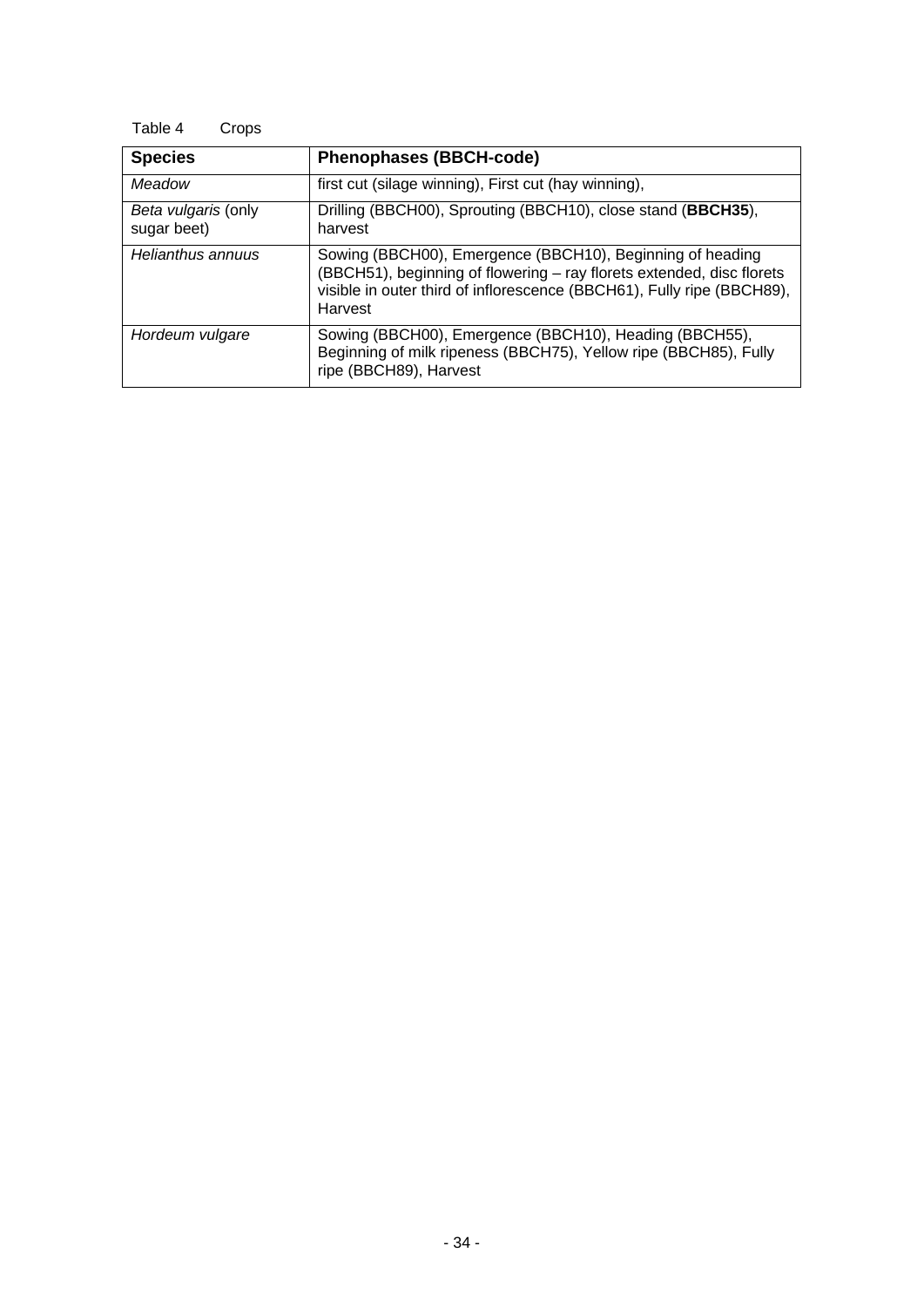Table 4 Crops

| **Species** | **Phenophases (BBCH-code)** |
|---|---|
| *Meadow* | first cut (silage winning), First cut (hay winning), |
| *Beta vulgaris* (only sugar beet) | Drilling (BBCH00), Sprouting (BBCH10), close stand (**BBCH35**), harvest |
| *Helianthus annuus* | Sowing (BBCH00), Emergence (BBCH10), Beginning of heading (BBCH51), beginning of flowering – ray florets extended, disc florets visible in outer third of inflorescence (BBCH61), Fully ripe (BBCH89), Harvest |
| *Hordeum vulgare* | Sowing (BBCH00), Emergence (BBCH10), Heading (BBCH55), Beginning of milk ripeness (BBCH75), Yellow ripe (BBCH85), Fully ripe (BBCH89), Harvest |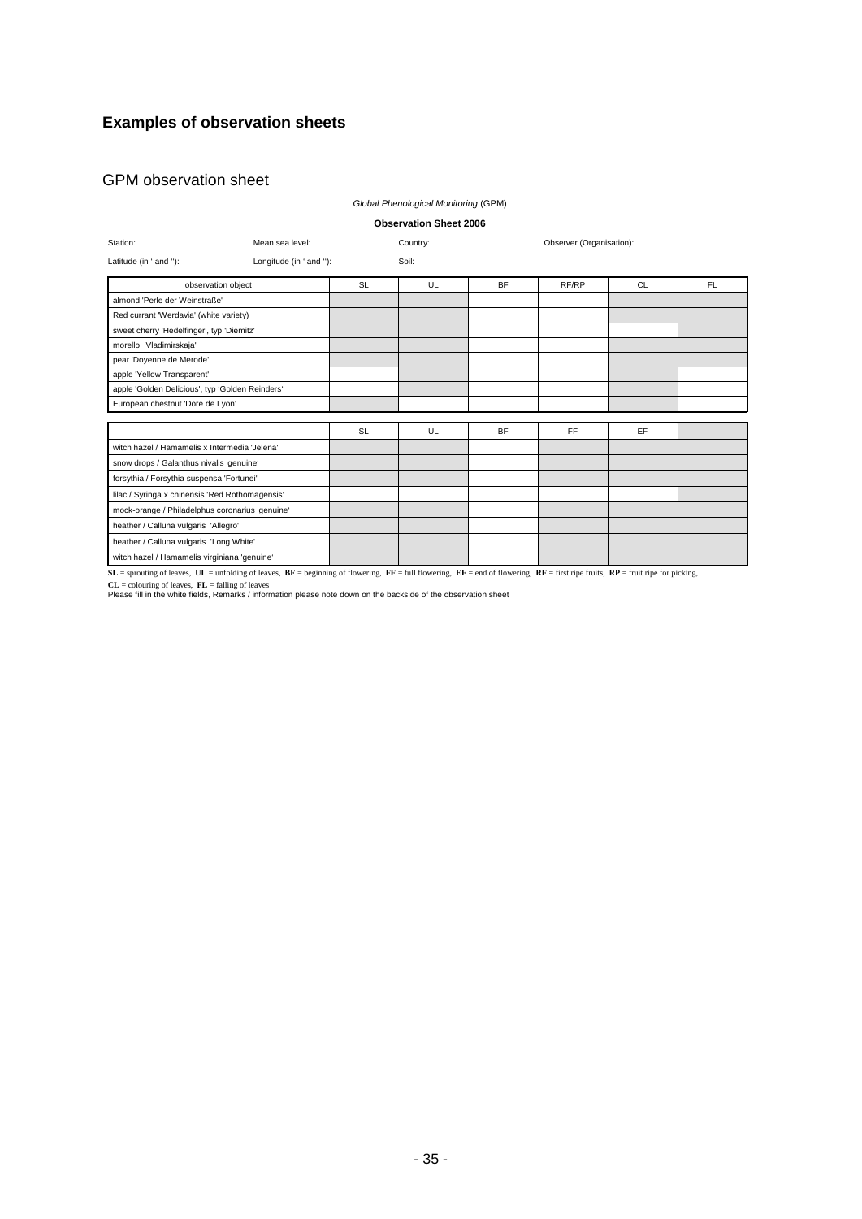# Examples of observation sheets

## GPM observation sheet

*Global Phenological Monitoring* (GPM)

**Observation Sheet 2006**

Station: Mean sea level: Country: Observer (Organisation):

Latitude (in ' and ''): Longitude (in ' and ''): Soil:

| observation object | SL | UL | BF | RF/RP | CL | FL |
|---|---|---|---|---|---|---|
| almond 'Perle der Weinstraße' | | | | | | |
| Red currant 'Werdavia' (white variety) | | | | | | |
| sweet cherry 'Hedelfinger', typ 'Diemitz' | | | | | | |
| morello 'Vladimirskaja' | | | | | | |
| pear 'Doyenne de Merode' | | | | | | |
| apple 'Yellow Transparent' | | | | | | |
| apple 'Golden Delicious', typ 'Golden Reinders' | | | | | | |
| European chestnut 'Dore de Lyon' | | | | | | |

| | SL | UL | BF | FF | EF | |
|---|---|---|---|---|---|---|
| witch hazel / Hamamelis x Intermedia 'Jelena' | | | | | | |
| snow drops / Galanthus nivalis 'genuine' | | | | | | |
| forsythia / Forsythia suspensa 'Fortunei' | | | | | | |
| lilac / Syringa x chinensis 'Red Rothomagensis' | | | | | | |
| mock-orange / Philadelphus coronarius 'genuine' | | | | | | |
| heather / Calluna vulgaris 'Allegro' | | | | | | |
| heather / Calluna vulgaris 'Long White' | | | | | | |
| witch hazel / Hamamelis virginiana 'genuine' | | | | | | |

**SL** = sprouting of leaves, **UL** = unfolding of leaves, **BF** = beginning of flowering, **FF** = full flowering, **EF** = end of flowering, **RF** = first ripe fruits, **RP** = fruit ripe for picking,
**CL** = colouring of leaves, **FL** = falling of leaves
Please fill in the white fields, Remarks / information please note down on the backside of the observation sheet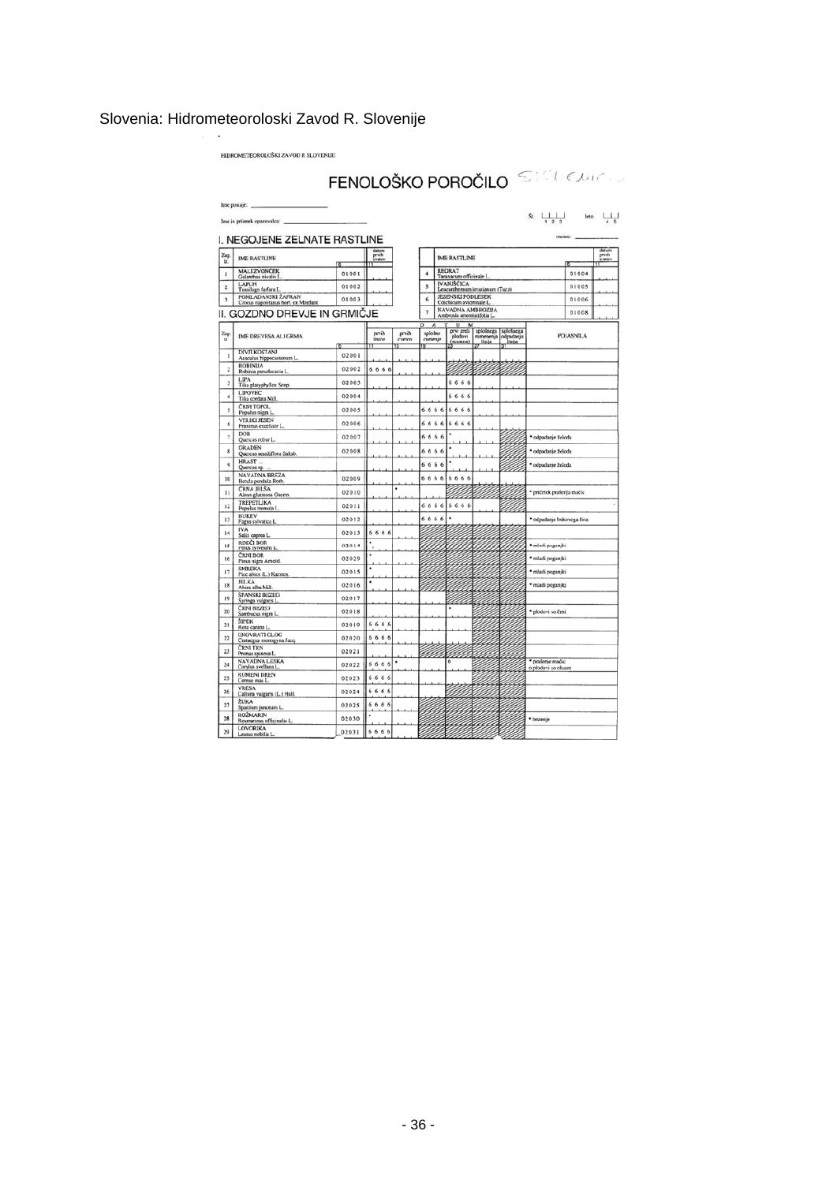Slovenia: Hidrometeoroloski Zavod R. Slovenije

HIDROMETEOROLOŠKI ZAVOD R. SLOVENIJE

# FENOLOŠKO POROČILO

Ime postaje: ____________

Ime in priimek opazovalca: ____________

Št. |_|_|_| (1 2 3) leto |_|_| (4 5)

mesec: ____________

## I. NEGOJENE ZELNATE RASTLINE

| Zap. št. | IME RASTLINE | 6 | datum prvih cvetov 11 | Zap. št. | IME RASTLINE | 6 | datum prvih cvetov 11 |
|---|---|---|---|---|---|---|---|
| 1 | MALI ZVONČEK Galanthus nivalis L. | 01001 | | 4 | REGRAT Taraxacum officinale L. | 01004 | |
| 2 | LAPUH Tussilago farfara L. | 01002 | | 5 | IVANJŠČICA Leucanthemum ircutianum (Turcz) | 01005 | |
| 3 | POMLADANSKI ŽAFRAN Crocus napolitanus hort. ex Mordant | 01003 | | 6 | JESENSKI PODLESEK Colchicum autumnale L. | 01006 | |
| | | | | 7 | NAVADNA AMBROZIJA Ambrosia artemisiifolia L. | 01008 | |

## II. GOZDNO DREVJE IN GRMIČJE

| Zap. št. | IME DREVESA ALI GRMA | 6 | prvih listov 11 | prvih cvetov 15 | splošno cvetenje 19 | prvi zreli plodovi (moukni) 23 | splošnega rumenenja listja 27 | splošnega odpadanja listja 31 | POJASNILA |
|---|---|---|---|---|---|---|---|---|---|
| 1 | DIVJI KOSTANJ Aesculus hippocastanum L. | 02001 | | | | | | | |
| 2 | ROBINIJA Robinia pseudacacia L. | 02002 | 6 6 6 6 | | | | | | |
| 3 | LIPA Tilia platyphyllos Scop. | 02003 | | | | 6 6 6 6 | | | |
| 4 | LIPOVEC Tilia cordata Mill. | 02004 | | | | 6 6 6 6 | | | |
| 5 | ČRNI TOPOL Populus nigra L. | 02005 | | | 6 6 6 6 | 6 6 6 6 | | | |
| 6 | VELIKI JESEN Fraxinus excelsior L. | 02006 | | | 6 6 6 6 | 6 6 6 6 | | | |
| 7 | DOB Quercus robur L. | 02007 | | | 6 6 6 6 | * | | | * odpadanje želoda |
| 8 | GRADEN Quercus sessiliflora Salisb. | 02008 | | | 6 6 6 6 | * | | | * odpadanje želoda |
| 9 | HRAST ... Quercus sp. ... | | | | 6 6 6 6 | * | | | * odpadanje želoda |
| 10 | NAVADNA BREZA Betula pendula Roth. | 02009 | | | 6 6 6 6 | 6 6 6 6 | | | |
| 11 | ČRNA JELŠA Alnus glutinosa Gaertn. | 02010 | | * | | | | | * pričetek prašenja mačic |
| 12 | TREPETLIKA Populus tremula L. | 02011 | | | 6 6 6 6 | 6 6 6 6 | | | |
| 13 | BUKEV Fagus sylvatica L. | 02012 | | | 6 6 6 6 | * | | | * odpadanje bukovega žira |
| 14 | IVA Salix caprea L. | 02013 | 6 6 6 6 | | | | | | |
| 15 | RDEČI BOR Pinus sylvestris L. | 02014 | * | | | | | | * mladi poganjki |
| 16 | ČRNI BOR Pinus nigra Arnold. | 02029 | * | | | | | | * mladi poganjki |
| 17 | SMREKA Picea abies (L.) Karsten. | 02015 | * | | | | | | * mladi poganjki |
| 18 | JELKA Abies alba Mill. | 02016 | * | | | | | | * mladi poganjki |
| 19 | ŠPANSKI BEZEG Syringa vulgaris L. | 02017 | | | | | | | |
| 20 | ČRNI BEZEG Sambucus nigra L. | 02018 | | | | * | | | * plodovi so črni |
| 21 | ŠIPEK Rosa canina L. | 02019 | 6 6 6 6 | | | | | | |
| 22 | ENOVRATI GLOG Crataegus monogyna Jacq. | 02020 | 6 6 6 6 | | | | | | |
| 23 | ČRNI TRN Prunus spinosa L. | 02021 | | | | | | | |
| 24 | NAVADNA LESKA Corylus avellana L. | 02022 | 6 6 6 6 | * | | 0 | | | * prašenje mačic o plodovi so okusni |
| 25 | RUMENI DREN Cornus mas L. | 02023 | 6 6 6 6 | | | | | | |
| 26 | VRESA Calluna vulgaris (L.) Hull. | 02024 | 6 6 6 6 | | | | | | |
| 27 | ŽUKA Spartium junceum L. | 02025 | 6 6 6 6 | | | | | | |
| 28 | ROŽMARIN Rosmarinus officinalis L. | 02030 | * | | | | | | * brstenje |
| 29 | LOVORIKA Laurus nobilis L. | 02031 | 6 6 6 6 | | | | | | |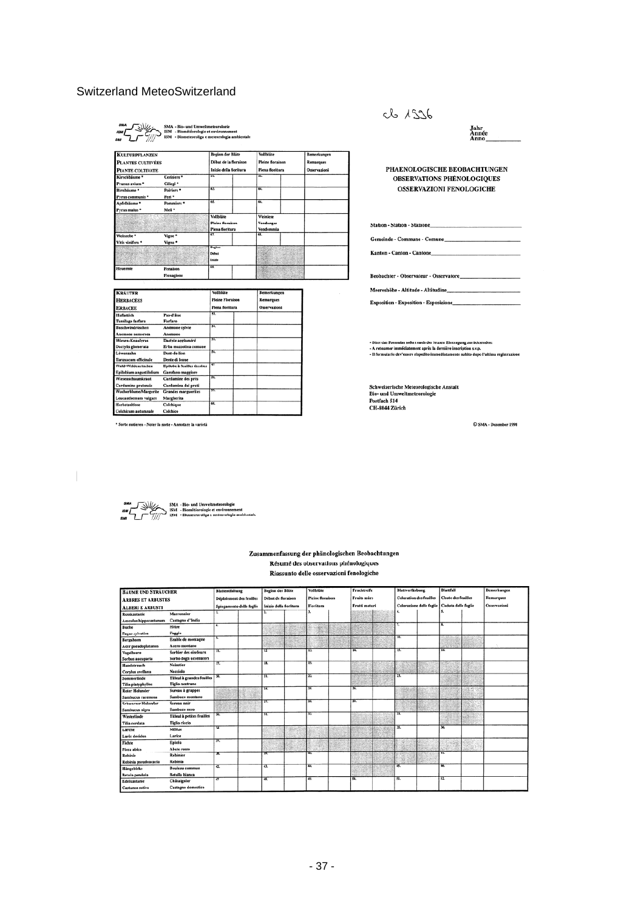Switzerland MeteoSwitzerland

SMA - Bio- und Umweltmeteorologie
ISM - Biométéorologie et environnement
ISM - Biometeorologia e meteorologia ambientale

| KULTURPFLANZEN / PLANTES CULTIVÉES / PIANTE COLTIVATE | | Beginn der Blüte / Début de la floraison / Inizio della fioritura | | Vollblüte / Pleine floraison / Piena fioritura | | Bemerkungen / Remarques / Osservazioni |
|---|---|---|---|---|---|---|
| Kirschbäume * / Prunus avium * | Cerisiers * / Ciliegi * | 61. | | 62. | | |
| Birnbäume * / Pyrus communis * | Poiriers * / Peri * | 63. | | 64. | | |
| Apfelbäume * / Pyrus malus * | Pommiers * / Meli * | 65. | | 66. | | |
| | | Vollblüte / Pleine floraison / Piena fioritura | | Weinlese / Vendanges / Vendemmia | | |
| Weinrebe * / Vitis vinifera * | Vigne * / Vigna * | 67. | | 68. | | |
| | | Beginn / Début / Inizio | | | | |
| Heuernte | Fenaison / Fienagione | 69. | | | | |

| KRÄUTER / HERBACÉES / ERBACEE | | Vollblüte / Pleine Floraison / Piena fioritura | | Bemerkungen / Remarques / Osservazioni |
|---|---|---|---|---|
| Huflattich / Tussilago farfara | Pas-d'âne / Farfaro | 53. | | |
| Buschwindröschen / Anemone nemorosa | Anémone sylvie / Anemone | 54. | | |
| Wiesen-Knaulgras / Dactylis glomerata | Dactyle aggloméré / Erba mazzolina comune | 55. | | |
| Löwenzahn / Taraxacum officinale | Dent-de-lion / Dente di leone | 56. | | |
| Wald-Weidenröschen / Epilobium angustifolium | Epilobe à feuilles étroites / Garofano maggiore | 57. | | |
| Wiesenschaumkraut / Cardamine pratensis | Cardamine des prés / Cardamina dei prati | 58. | | |
| Wucherblume/Margerite / Leucanthemum vulgare | Grandes marguerites / Margherita | 59. | | |
| Herbstzeitlose / Colchicum autumnale | Colchique / Colchico | 60. | | |

\* Sorte notieren - Noter la sorte - Annotare la varietà

cb 1996

Jahr
Année
Anno ____________

## PHAENOLOGISCHE BEOBACHTUNGEN
## OBSERVATIONS PHÉNOLOGIQUES
## OSSERVAZIONI FENOLOGICHE

Station - Station - Stazione ____________

Gemeinde - Commune - Comune ____________

Kanton - Canton - Cantone ____________

Beobachter - Observateur - Osservatore ____________

Meereshöhe - Altitude - Altitudine ____________

Exposition - Exposition - Esposizione ____________

- Bitte das Formular sofort nach der letzten Eintragung zurücksenden
- A retourner immédiatement après la dernière inscription s.v.p.
- Il formulario dev'essere rispedito immediatamente subito dopo l'ultima registrazione

Schweizerische Meteorologische Anstalt
Bio- und Umweltmeteorologie
Postfach 514
CH-8044 Zürich

© SMA - Dezember 1991

SMA - Bio- und Umweltmeteorologie
ISM - Biométéorologie et environnement
ISM - Biometeorologia e meteorologia ambientale

### Zusammenfassung der phänologischen Beobachtungen
### Résumé des observations phénologiques
### Riassunto delle osservazioni fenologiche

| BÄUME UND STRÄUCHER / ARBRES ET ARBUSTES / ALBERI E ARBUSTI | | Blattentfaltung / Déploiement des feuilles / Spiegamento delle foglie | | Beginn der Blüte / Début de floraison / Inizio della fioritura | | Vollblüte / Pleine floraison / Fioritura | | Fruchtreife / Fruits mûrs / Frutti maturi | | Blattverfärbung / Coloration des feuilles / Colorazione delle foglie | | Blattfall / Chute des feuilles / Caduta delle foglie | | Bemerkungen / Remarques / Osservazioni |
|---|---|---|---|---|---|---|---|---|---|---|---|---|---|---|
| Rosskastanie / Aesculus hippocastanum | Marronnier / Castagno d'India | 1. | | 2. | | 3. | | | | 4. | | 5. | | |
| Buche / Fagus sylvatica | Hêtre / Faggio | 6. | | | | | | | | 7. | | 8. | | |
| Bergahorn / Acer pseudoplatanus | Erable de montagne / Acero montano | 9. | | | | | | | | 10. | | | | |
| Vogelbeere / Sorbus aucuparia | Sorbier des oiseleurs / Sorbo degli uccellatori | 11. | | 12. | | 13. | | 14. | | 15. | | 16. | | |
| Haselstrauch / Corylus avellana | Noisetier / Nocciolo | 17. | | 18. | | 19. | | | | | | | | |
| Sommerlinde / Tilia platyphyllos | Tilleul à grandes feuilles / Tiglio nostrano | 20. | | 21. | | 22. | | | | 23. | | | | |
| Roter Holunder / Sambucus racemosa | Sureau à grappes / Sambuco montano | | | 24. | | 25. | | 26. | | | | | | |
| Schwarzer Holunder / Sambucus nigra | Sureau noir / Sambuco nero | | | 27. | | 28. | | 29. | | | | | | |
| Winterlinde / Tilia cordata | Tilleul à petites feuilles / Tiglio riccio | 30. | | 31. | | 32. | | | | 33. | | | | |
| Lärche / Larix decidua | Mélèze / Larice | 34. | | | | | | | | 35. | | 36. | | |
| Fichte / Picea abies | Epicéa / Abete rosso | 37. | | | | | | | | | | | | |
| Robinie / Robinia pseudoacacia | Robinier / Robinia | 38. | | 39. | | 40. | | | | | | 41. | | |
| Hängebirke / Betula pendula | Bouleau commun / Betulla bianca | 42. | | 43. | | 44. | | | | 45. | | 46. | | |
| Edelkastanie / Castanea sativa | Châtaignier / Castagno domestico | 47. | | 48. | | 49. | | 50. | | 51. | | 52. | | |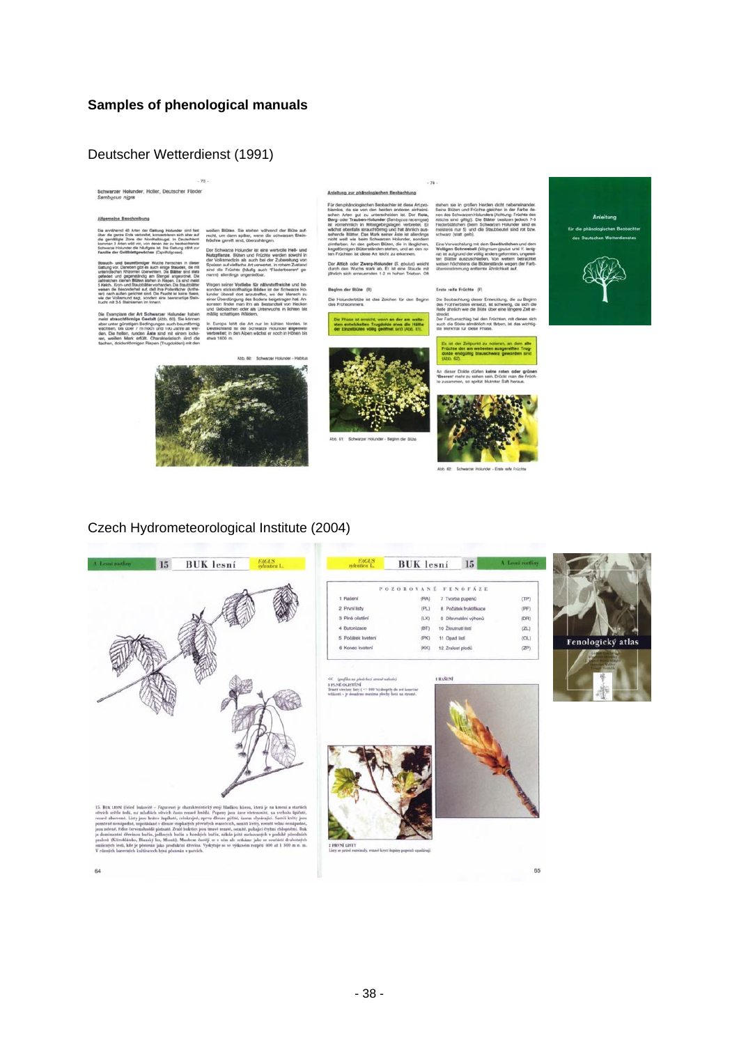## Samples of phenological manuals

Deutscher Wetterdienst (1991)

Czech Hydrometeorological Institute (2004)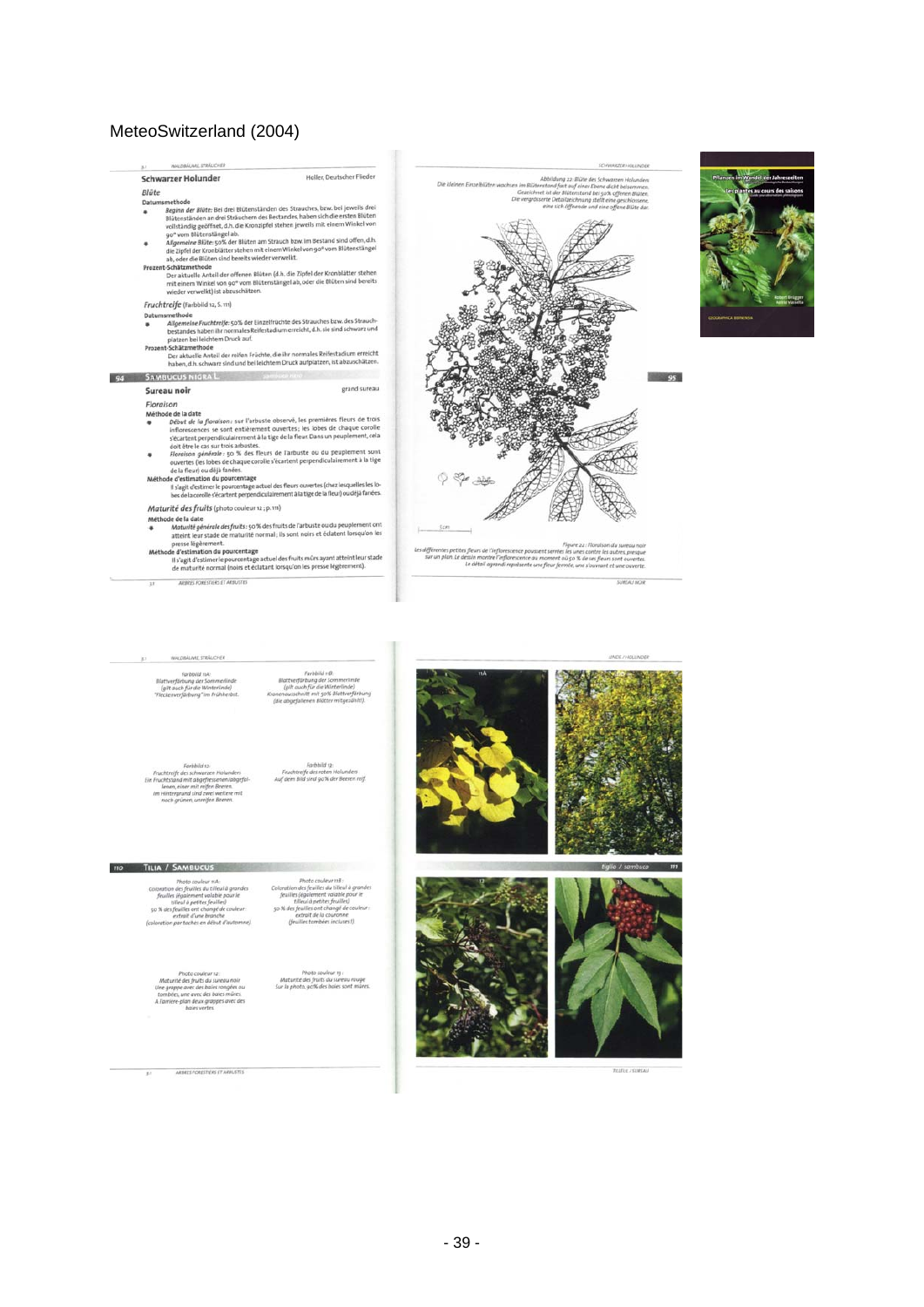MeteoSwitzerland (2004)

## Schwarzer Holunder

Holler, Deutscher Flieder

*Blüte*

**Datumsmethode**

- *Beginn der Blüte:* Bei drei Blütenständen des Strauches, bzw. bei jeweils drei Blütenständen an drei Sträuchern des Bestandes, haben sich die ersten Blüten vollständig geöffnet, d.h. die Kronzipfel stehen jeweils mit einem Winkel von 90° vom Blütenstängel ab.
- *Allgemeine Blüte:* 50% der Blüten am Strauch bzw. im Bestand sind offen, d.h. die Zipfel der Kronblätter stehen mit einem Winkel von 90° vom Blütenstängel ab, oder die Blüten sind bereits wieder verwelkt.

**Prozent-Schätzmethode**

Der aktuelle Anteil der offenen Blüten (d.h. die Zipfel der Kronblätter stehen mit einem Winkel von 90° vom Blütenstängel ab, oder die Blüten sind bereits wieder verwelkt) ist abzuschätzen.

*Fruchtreife* (Farbbild 12, S. 111)

**Datumsmethode**

- *Allgemeine Fruchtreife:* 50% der Einzelfrüchte des Strauches bzw. des Strauchbestandes haben ihr normales Reifestadium erreicht, d.h. sie sind schwarz und platzen bei leichtem Druck auf.

**Prozent-Schätzmethode**

Der aktuelle Anteil der reifen Früchte, die ihr normales Reifestadium erreicht haben, d.h. schwarz sind und bei leichtem Druck aufplatzen, ist abzuschätzen.

## SAMBUCUS NIGRA L.

### Sureau noir

grand sureau

*Floraison*

**Méthode de la date**

- *Début de la floraison :* sur l'arbuste observé, les premières fleurs de trois inflorescences se sont entièrement ouvertes ; les lobes de chaque corolle s'écartent perpendiculairement à la tige de la fleur. Dans un peuplement, cela doit être le cas sur trois arbustes.
- *Floraison générale :* 50 % des fleurs de l'arbuste ou du peuplement sont ouvertes (les lobes de chaque corolle s'écartent perpendiculairement à la tige de la fleur) ou déjà fanées.

**Méthode d'estimation du pourcentage**

Il s'agit d'estimer le pourcentage actuel des fleurs ouvertes (chez lesquelles les lobes de la corolle s'écartent perpendiculairement à la tige de la fleur) ou déjà fanées.

*Maturité des fruits* (photo couleur 12 ; p. 111)

**Méthode de la date**

- *Maturité générale des fruits :* 50 % des fruits de l'arbuste ou du peuplement ont atteint leur stade de maturité normal ; ils sont noirs et éclatent lorsqu'on les presse légèrement.

**Méthode d'estimation du pourcentage**

Il s'agit d'estimer le pourcentage actuel des fruits mûrs ayant atteint leur stade de maturité normal (noirs et éclatant lorsqu'on les presse légèrement).

Abbildung 22: Blüte des Schwarzen Holunders. Die kleinen Einzelblüten wachsen im Blütenstand fast auf einer Ebene dicht beisammen. Gezeichnet ist der Blütenstand bei 50% offenen Blüten. Die vergrösserte Detailzeichnung stellt eine geschlossene, eine sich öffnende und eine offene Blüte dar.

Figure 22 : Floraison du sureau noir. Les différentes petites fleurs de l'inflorescence poussent serrées les unes contre les autres presque sur un plan. Le dessin montre l'inflorescence au moment où 50 % de ses fleurs sont ouvertes. Le détail agrandi représente une fleur fermée, une s'ouvrant et une ouverte.

Pflanzen im Wandel der Jahreszeiten

Les plantes au cours des saisons

Farbbild 11A: Blattverfärbung der Sommerlinde (gilt auch für die Winterlinde) "Fleckenverfärbung" im Frühherbst.

Farbbild 11B: Blattverfärbung der Sommerlinde (gilt auch für die Winterlinde) Kronenausschnitt mit 50% Blattverfärbung (die abgefallenen Blätter mitgezählt).

Farbbild 12: Fruchtreife des schwarzen Holunders. Ein Fruchtstand mit abgefressenen/abgefallenen, einer mit reifen Beeren. Im Hintergrund sind zwei weitere mit noch grünen, unreifen Beeren.

Farbbild 13: Fruchtreife des roten Holunders. Auf dem Bild sind 90% der Beeren reif.

## TILIA / SAMBUCUS

Photo couleur 11A : Coloration des feuilles du tilleul à grandes feuilles (également valable pour le tilleul à petites feuilles) 50 % des feuilles ont changé de couleur : extrait d'une branche (coloration par taches en début d'automne)

Photo couleur 11B : Coloration des feuilles du tilleul à grandes feuilles (également valable pour le tilleul à petites feuilles) 50 % des feuilles ont changé de couleur : extrait de la couronne (feuilles tombées incluses !)

Photo couleur 12 : Maturité des fruits du sureau noir. Une grappe avec des baies rongées ou tombées, une avec des baies mûres. À l'arrière-plan deux grappes avec des baies vertes.

Photo couleur 13 : Maturité des fruits du sureau rouge. Sur la photo, 90 % des baies sont mûres.